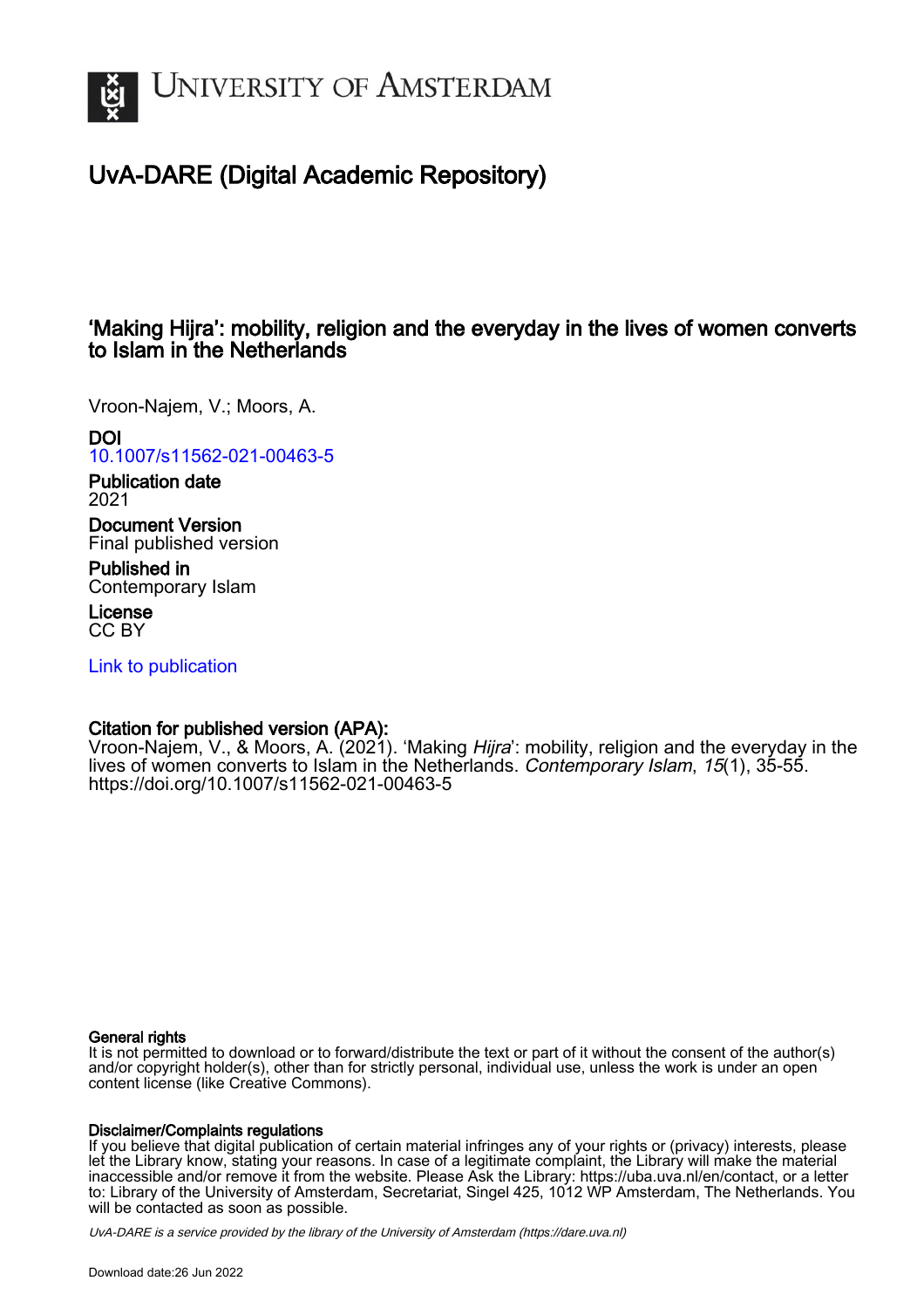# UNIVERSITY OF AMSTERDAM

## UvA-DARE (Digital Academic Repository)

### 'Making Hijra': mobility, religion and the everyday in the lives of women converts to Islam in the Netherlands

Vroon-Najem, V.; Moors, A.

**DOI**
10.1007/s11562-021-00463-5

**Publication date**
2021

**Document Version**
Final published version

**Published in**
Contemporary Islam

**License**
CC BY

Link to publication

**Citation for published version (APA):**
Vroon-Najem, V., & Moors, A. (2021). 'Making *Hijra*': mobility, religion and the everyday in the lives of women converts to Islam in the Netherlands. *Contemporary Islam*, *15*(1), 35-55. https://doi.org/10.1007/s11562-021-00463-5

**General rights**
It is not permitted to download or to forward/distribute the text or part of it without the consent of the author(s) and/or copyright holder(s), other than for strictly personal, individual use, unless the work is under an open content license (like Creative Commons).

**Disclaimer/Complaints regulations**
If you believe that digital publication of certain material infringes any of your rights or (privacy) interests, please let the Library know, stating your reasons. In case of a legitimate complaint, the Library will make the material inaccessible and/or remove it from the website. Please Ask the Library: https://uba.uva.nl/en/contact, or a letter to: Library of the University of Amsterdam, Secretariat, Singel 425, 1012 WP Amsterdam, The Netherlands. You will be contacted as soon as possible.

*UvA-DARE is a service provided by the library of the University of Amsterdam (https://dare.uva.nl)*

Download date:26 Jun 2022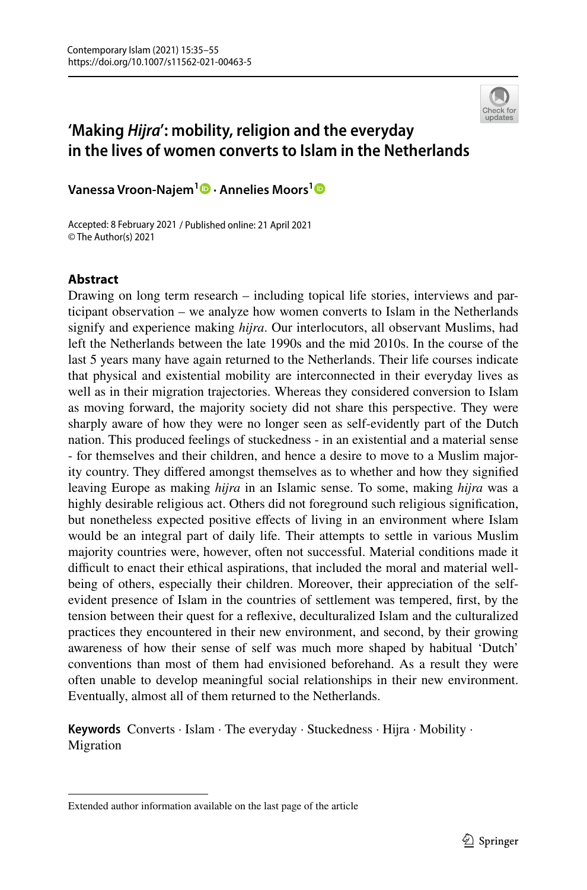# 'Making *Hijra*': mobility, religion and the everyday in the lives of women converts to Islam in the Netherlands

**Vanessa Vroon-Najem**[1] · **Annelies Moors**[1]

Accepted: 8 February 2021 / Published online: 21 April 2021
© The Author(s) 2021

## Abstract

Drawing on long term research – including topical life stories, interviews and participant observation – we analyze how women converts to Islam in the Netherlands signify and experience making *hijra*. Our interlocutors, all observant Muslims, had left the Netherlands between the late 1990s and the mid 2010s. In the course of the last 5 years many have again returned to the Netherlands. Their life courses indicate that physical and existential mobility are interconnected in their everyday lives as well as in their migration trajectories. Whereas they considered conversion to Islam as moving forward, the majority society did not share this perspective. They were sharply aware of how they were no longer seen as self-evidently part of the Dutch nation. This produced feelings of stuckedness - in an existential and a material sense - for themselves and their children, and hence a desire to move to a Muslim majority country. They differed amongst themselves as to whether and how they signified leaving Europe as making *hijra* in an Islamic sense. To some, making *hijra* was a highly desirable religious act. Others did not foreground such religious signification, but nonetheless expected positive effects of living in an environment where Islam would be an integral part of daily life. Their attempts to settle in various Muslim majority countries were, however, often not successful. Material conditions made it difficult to enact their ethical aspirations, that included the moral and material well-being of others, especially their children. Moreover, their appreciation of the self-evident presence of Islam in the countries of settlement was tempered, first, by the tension between their quest for a reflexive, deculturalized Islam and the culturalized practices they encountered in their new environment, and second, by their growing awareness of how their sense of self was much more shaped by habitual 'Dutch' conventions than most of them had envisioned beforehand. As a result they were often unable to develop meaningful social relationships in their new environment. Eventually, almost all of them returned to the Netherlands.

**Keywords** Converts · Islam · The everyday · Stuckedness · Hijra · Mobility · Migration

---

Extended author information available on the last page of the article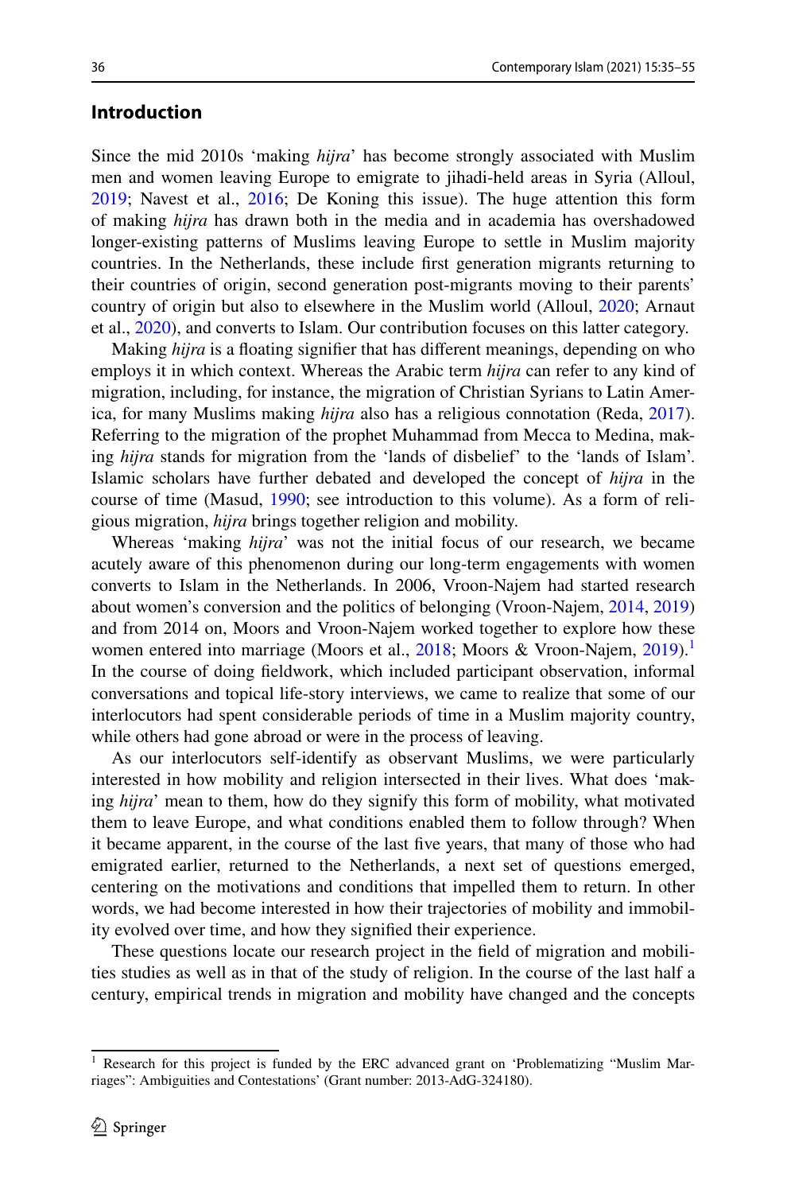## Introduction

Since the mid 2010s 'making *hijra*' has become strongly associated with Muslim men and women leaving Europe to emigrate to jihadi-held areas in Syria (Alloul, 2019; Navest et al., 2016; De Koning this issue). The huge attention this form of making *hijra* has drawn both in the media and in academia has overshadowed longer-existing patterns of Muslims leaving Europe to settle in Muslim majority countries. In the Netherlands, these include first generation migrants returning to their countries of origin, second generation post-migrants moving to their parents' country of origin but also to elsewhere in the Muslim world (Alloul, 2020; Arnaut et al., 2020), and converts to Islam. Our contribution focuses on this latter category.

Making *hijra* is a floating signifier that has different meanings, depending on who employs it in which context. Whereas the Arabic term *hijra* can refer to any kind of migration, including, for instance, the migration of Christian Syrians to Latin America, for many Muslims making *hijra* also has a religious connotation (Reda, 2017). Referring to the migration of the prophet Muhammad from Mecca to Medina, making *hijra* stands for migration from the 'lands of disbelief' to the 'lands of Islam'. Islamic scholars have further debated and developed the concept of *hijra* in the course of time (Masud, 1990; see introduction to this volume). As a form of religious migration, *hijra* brings together religion and mobility.

Whereas 'making *hijra*' was not the initial focus of our research, we became acutely aware of this phenomenon during our long-term engagements with women converts to Islam in the Netherlands. In 2006, Vroon-Najem had started research about women's conversion and the politics of belonging (Vroon-Najem, 2014, 2019) and from 2014 on, Moors and Vroon-Najem worked together to explore how these women entered into marriage (Moors et al., 2018; Moors & Vroon-Najem, 2019).[1] In the course of doing fieldwork, which included participant observation, informal conversations and topical life-story interviews, we came to realize that some of our interlocutors had spent considerable periods of time in a Muslim majority country, while others had gone abroad or were in the process of leaving.

As our interlocutors self-identify as observant Muslims, we were particularly interested in how mobility and religion intersected in their lives. What does 'making *hijra*' mean to them, how do they signify this form of mobility, what motivated them to leave Europe, and what conditions enabled them to follow through? When it became apparent, in the course of the last five years, that many of those who had emigrated earlier, returned to the Netherlands, a next set of questions emerged, centering on the motivations and conditions that impelled them to return. In other words, we had become interested in how their trajectories of mobility and immobility evolved over time, and how they signified their experience.

These questions locate our research project in the field of migration and mobilities studies as well as in that of the study of religion. In the course of the last half a century, empirical trends in migration and mobility have changed and the concepts

[1] Research for this project is funded by the ERC advanced grant on 'Problematizing "Muslim Marriages": Ambiguities and Contestations' (Grant number: 2013-AdG-324180).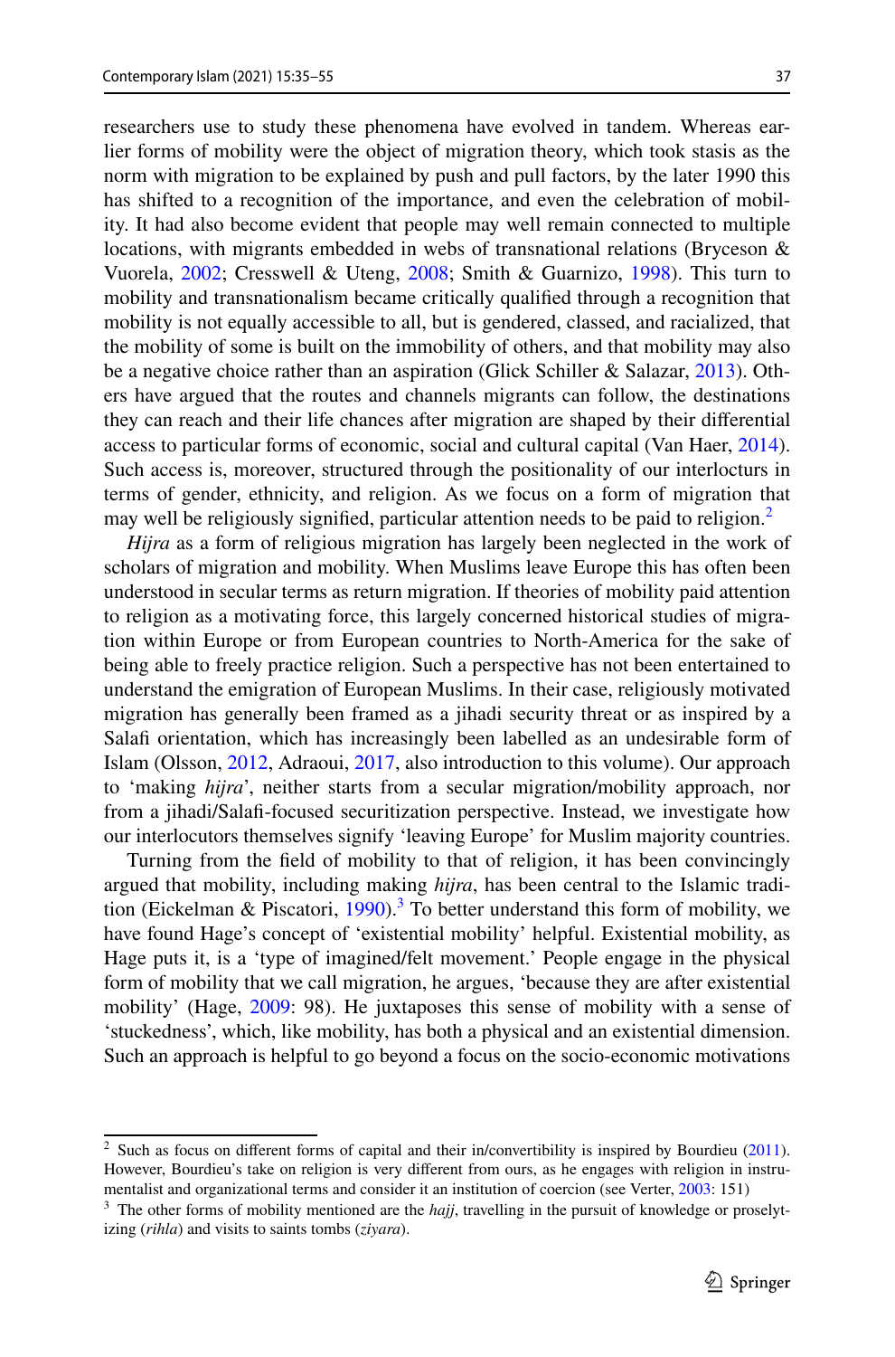researchers use to study these phenomena have evolved in tandem. Whereas earlier forms of mobility were the object of migration theory, which took stasis as the norm with migration to be explained by push and pull factors, by the later 1990 this has shifted to a recognition of the importance, and even the celebration of mobility. It had also become evident that people may well remain connected to multiple locations, with migrants embedded in webs of transnational relations (Bryceson & Vuorela, 2002; Cresswell & Uteng, 2008; Smith & Guarnizo, 1998). This turn to mobility and transnationalism became critically qualified through a recognition that mobility is not equally accessible to all, but is gendered, classed, and racialized, that the mobility of some is built on the immobility of others, and that mobility may also be a negative choice rather than an aspiration (Glick Schiller & Salazar, 2013). Others have argued that the routes and channels migrants can follow, the destinations they can reach and their life chances after migration are shaped by their differential access to particular forms of economic, social and cultural capital (Van Haer, 2014). Such access is, moreover, structured through the positionality of our interlocturs in terms of gender, ethnicity, and religion. As we focus on a form of migration that may well be religiously signified, particular attention needs to be paid to religion.[2]

*Hijra* as a form of religious migration has largely been neglected in the work of scholars of migration and mobility. When Muslims leave Europe this has often been understood in secular terms as return migration. If theories of mobility paid attention to religion as a motivating force, this largely concerned historical studies of migration within Europe or from European countries to North-America for the sake of being able to freely practice religion. Such a perspective has not been entertained to understand the emigration of European Muslims. In their case, religiously motivated migration has generally been framed as a jihadi security threat or as inspired by a Salafi orientation, which has increasingly been labelled as an undesirable form of Islam (Olsson, 2012, Adraoui, 2017, also introduction to this volume). Our approach to 'making *hijra*', neither starts from a secular migration/mobility approach, nor from a jihadi/Salafi-focused securitization perspective. Instead, we investigate how our interlocutors themselves signify 'leaving Europe' for Muslim majority countries.

Turning from the field of mobility to that of religion, it has been convincingly argued that mobility, including making *hijra*, has been central to the Islamic tradition (Eickelman & Piscatori, 1990).[3] To better understand this form of mobility, we have found Hage's concept of 'existential mobility' helpful. Existential mobility, as Hage puts it, is a 'type of imagined/felt movement.' People engage in the physical form of mobility that we call migration, he argues, 'because they are after existential mobility' (Hage, 2009: 98). He juxtaposes this sense of mobility with a sense of 'stuckedness', which, like mobility, has both a physical and an existential dimension. Such an approach is helpful to go beyond a focus on the socio-economic motivations

---

[2] Such as focus on different forms of capital and their in/convertibility is inspired by Bourdieu (2011). However, Bourdieu's take on religion is very different from ours, as he engages with religion in instrumentalist and organizational terms and consider it an institution of coercion (see Verter, 2003: 151)

[3] The other forms of mobility mentioned are the *hajj*, travelling in the pursuit of knowledge or proselytizing (*rihla*) and visits to saints tombs (*ziyara*).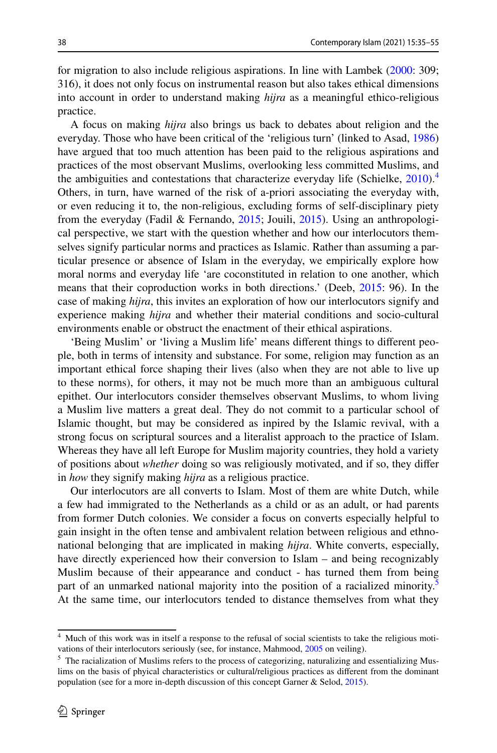for migration to also include religious aspirations. In line with Lambek (2000: 309; 316), it does not only focus on instrumental reason but also takes ethical dimensions into account in order to understand making *hijra* as a meaningful ethico-religious practice.

A focus on making *hijra* also brings us back to debates about religion and the everyday. Those who have been critical of the 'religious turn' (linked to Asad, 1986) have argued that too much attention has been paid to the religious aspirations and practices of the most observant Muslims, overlooking less committed Muslims, and the ambiguities and contestations that characterize everyday life (Schielke, 2010).[4] Others, in turn, have warned of the risk of a-priori associating the everyday with, or even reducing it to, the non-religious, excluding forms of self-disciplinary piety from the everyday (Fadil & Fernando, 2015; Jouili, 2015). Using an anthropological perspective, we start with the question whether and how our interlocutors themselves signify particular norms and practices as Islamic. Rather than assuming a particular presence or absence of Islam in the everyday, we empirically explore how moral norms and everyday life 'are coconstituted in relation to one another, which means that their coproduction works in both directions.' (Deeb, 2015: 96). In the case of making *hijra*, this invites an exploration of how our interlocutors signify and experience making *hijra* and whether their material conditions and socio-cultural environments enable or obstruct the enactment of their ethical aspirations.

'Being Muslim' or 'living a Muslim life' means different things to different people, both in terms of intensity and substance. For some, religion may function as an important ethical force shaping their lives (also when they are not able to live up to these norms), for others, it may not be much more than an ambiguous cultural epithet. Our interlocutors consider themselves observant Muslims, to whom living a Muslim live matters a great deal. They do not commit to a particular school of Islamic thought, but may be considered as inpired by the Islamic revival, with a strong focus on scriptural sources and a literalist approach to the practice of Islam. Whereas they have all left Europe for Muslim majority countries, they hold a variety of positions about *whether* doing so was religiously motivated, and if so, they differ in *how* they signify making *hijra* as a religious practice.

Our interlocutors are all converts to Islam. Most of them are white Dutch, while a few had immigrated to the Netherlands as a child or as an adult, or had parents from former Dutch colonies. We consider a focus on converts especially helpful to gain insight in the often tense and ambivalent relation between religious and ethnonational belonging that are implicated in making *hijra*. White converts, especially, have directly experienced how their conversion to Islam – and being recognizably Muslim because of their appearance and conduct - has turned them from being part of an unmarked national majority into the position of a racialized minority.[5] At the same time, our interlocutors tended to distance themselves from what they

[4] Much of this work was in itself a response to the refusal of social scientists to take the religious motivations of their interlocutors seriously (see, for instance, Mahmood, 2005 on veiling).

[5] The racialization of Muslims refers to the process of categorizing, naturalizing and essentializing Muslims on the basis of phyical characteristics or cultural/religious practices as different from the dominant population (see for a more in-depth discussion of this concept Garner & Selod, 2015).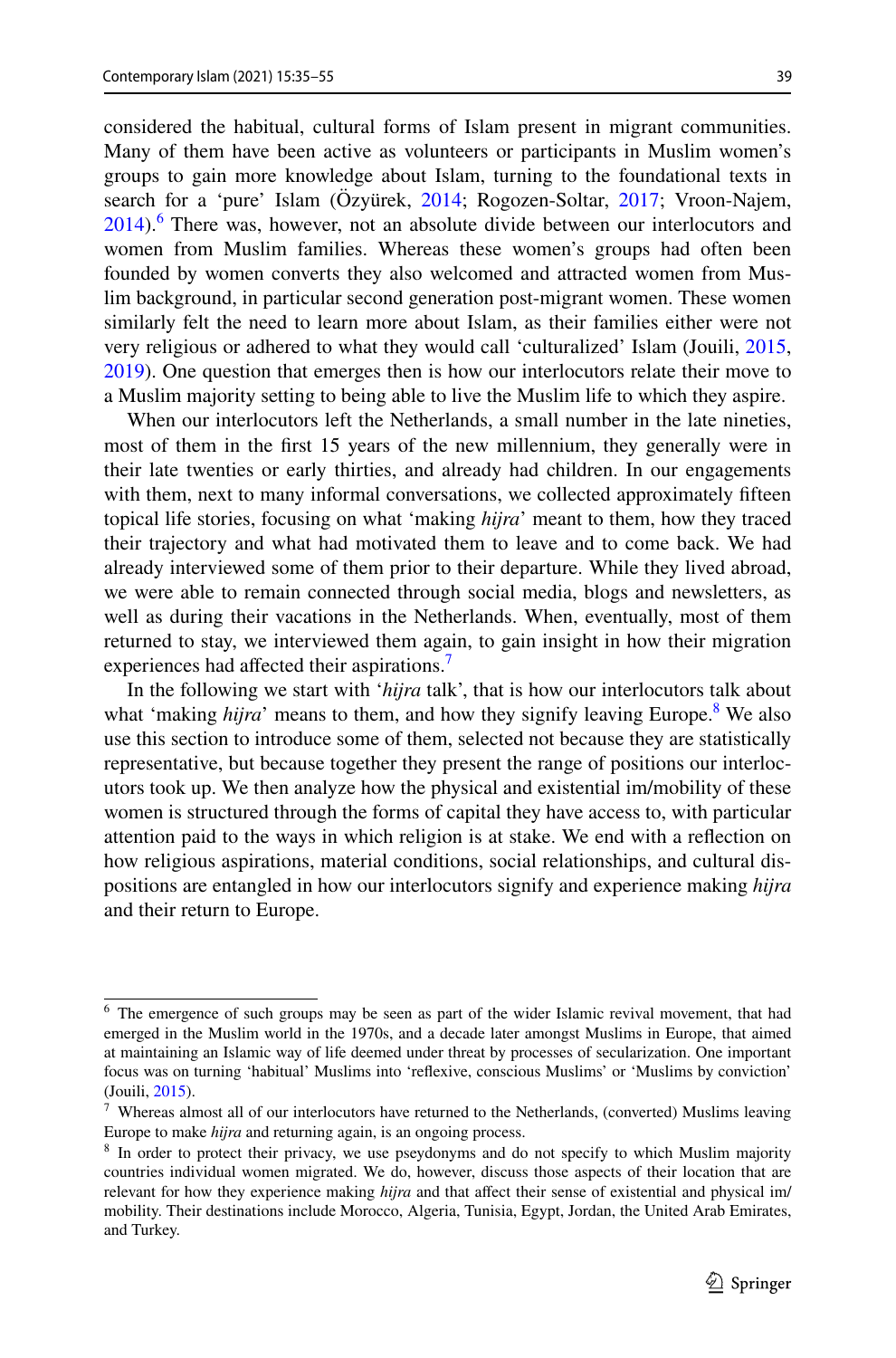considered the habitual, cultural forms of Islam present in migrant communities. Many of them have been active as volunteers or participants in Muslim women's groups to gain more knowledge about Islam, turning to the foundational texts in search for a 'pure' Islam (Özyürek, 2014; Rogozen-Soltar, 2017; Vroon-Najem, 2014).[6] There was, however, not an absolute divide between our interlocutors and women from Muslim families. Whereas these women's groups had often been founded by women converts they also welcomed and attracted women from Muslim background, in particular second generation post-migrant women. These women similarly felt the need to learn more about Islam, as their families either were not very religious or adhered to what they would call 'culturalized' Islam (Jouili, 2015, 2019). One question that emerges then is how our interlocutors relate their move to a Muslim majority setting to being able to live the Muslim life to which they aspire.

When our interlocutors left the Netherlands, a small number in the late nineties, most of them in the first 15 years of the new millennium, they generally were in their late twenties or early thirties, and already had children. In our engagements with them, next to many informal conversations, we collected approximately fifteen topical life stories, focusing on what 'making *hijra*' meant to them, how they traced their trajectory and what had motivated them to leave and to come back. We had already interviewed some of them prior to their departure. While they lived abroad, we were able to remain connected through social media, blogs and newsletters, as well as during their vacations in the Netherlands. When, eventually, most of them returned to stay, we interviewed them again, to gain insight in how their migration experiences had affected their aspirations.[7]

In the following we start with '*hijra* talk', that is how our interlocutors talk about what 'making *hijra*' means to them, and how they signify leaving Europe.[8] We also use this section to introduce some of them, selected not because they are statistically representative, but because together they present the range of positions our interlocutors took up. We then analyze how the physical and existential im/mobility of these women is structured through the forms of capital they have access to, with particular attention paid to the ways in which religion is at stake. We end with a reflection on how religious aspirations, material conditions, social relationships, and cultural dispositions are entangled in how our interlocutors signify and experience making *hijra* and their return to Europe.

---

[6] The emergence of such groups may be seen as part of the wider Islamic revival movement, that had emerged in the Muslim world in the 1970s, and a decade later amongst Muslims in Europe, that aimed at maintaining an Islamic way of life deemed under threat by processes of secularization. One important focus was on turning 'habitual' Muslims into 'reflexive, conscious Muslims' or 'Muslims by conviction' (Jouili, 2015).

[7] Whereas almost all of our interlocutors have returned to the Netherlands, (converted) Muslims leaving Europe to make *hijra* and returning again, is an ongoing process.

[8] In order to protect their privacy, we use pseydonyms and do not specify to which Muslim majority countries individual women migrated. We do, however, discuss those aspects of their location that are relevant for how they experience making *hijra* and that affect their sense of existential and physical im/mobility. Their destinations include Morocco, Algeria, Tunisia, Egypt, Jordan, the United Arab Emirates, and Turkey.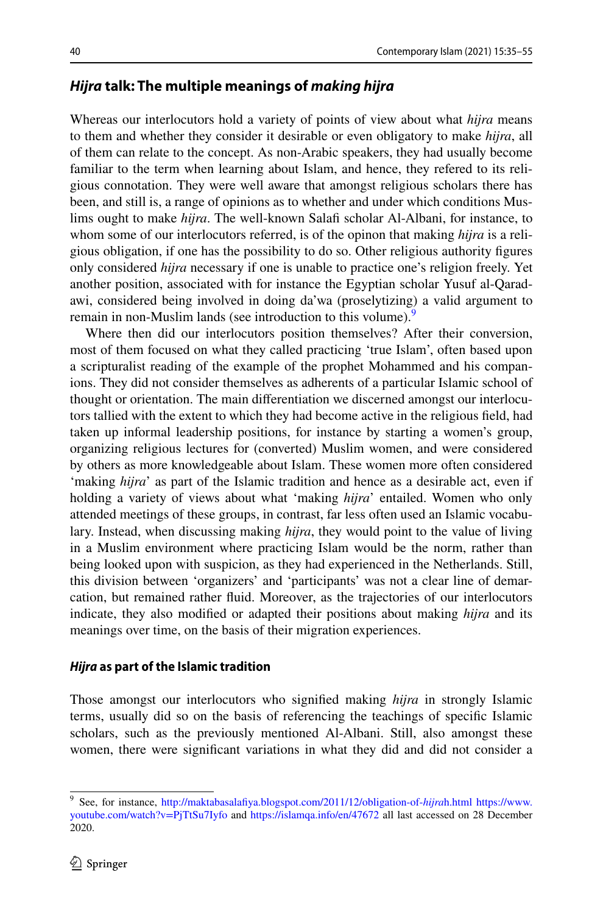## *Hijra* talk: The multiple meanings of *making hijra*

Whereas our interlocutors hold a variety of points of view about what *hijra* means to them and whether they consider it desirable or even obligatory to make *hijra*, all of them can relate to the concept. As non-Arabic speakers, they had usually become familiar to the term when learning about Islam, and hence, they refered to its religious connotation. They were well aware that amongst religious scholars there has been, and still is, a range of opinions as to whether and under which conditions Muslims ought to make *hijra*. The well-known Salafi scholar Al-Albani, for instance, to whom some of our interlocutors referred, is of the opinon that making *hijra* is a religious obligation, if one has the possibility to do so. Other religious authority figures only considered *hijra* necessary if one is unable to practice one's religion freely. Yet another position, associated with for instance the Egyptian scholar Yusuf al-Qaradawi, considered being involved in doing da'wa (proselytizing) a valid argument to remain in non-Muslim lands (see introduction to this volume).[9]

Where then did our interlocutors position themselves? After their conversion, most of them focused on what they called practicing 'true Islam', often based upon a scripturalist reading of the example of the prophet Mohammed and his companions. They did not consider themselves as adherents of a particular Islamic school of thought or orientation. The main differentiation we discerned amongst our interlocutors tallied with the extent to which they had become active in the religious field, had taken up informal leadership positions, for instance by starting a women's group, organizing religious lectures for (converted) Muslim women, and were considered by others as more knowledgeable about Islam. These women more often considered 'making *hijra*' as part of the Islamic tradition and hence as a desirable act, even if holding a variety of views about what 'making *hijra*' entailed. Women who only attended meetings of these groups, in contrast, far less often used an Islamic vocabulary. Instead, when discussing making *hijra*, they would point to the value of living in a Muslim environment where practicing Islam would be the norm, rather than being looked upon with suspicion, as they had experienced in the Netherlands. Still, this division between 'organizers' and 'participants' was not a clear line of demarcation, but remained rather fluid. Moreover, as the trajectories of our interlocutors indicate, they also modified or adapted their positions about making *hijra* and its meanings over time, on the basis of their migration experiences.

### *Hijra* as part of the Islamic tradition

Those amongst our interlocutors who signified making *hijra* in strongly Islamic terms, usually did so on the basis of referencing the teachings of specific Islamic scholars, such as the previously mentioned Al-Albani. Still, also amongst these women, there were significant variations in what they did and did not consider a

[9] See, for instance, http://maktabasalafiya.blogspot.com/2011/12/obligation-of-*hijra*h.html https://www.youtube.com/watch?v=PjTtSu7Iyfo and https://islamqa.info/en/47672 all last accessed on 28 December 2020.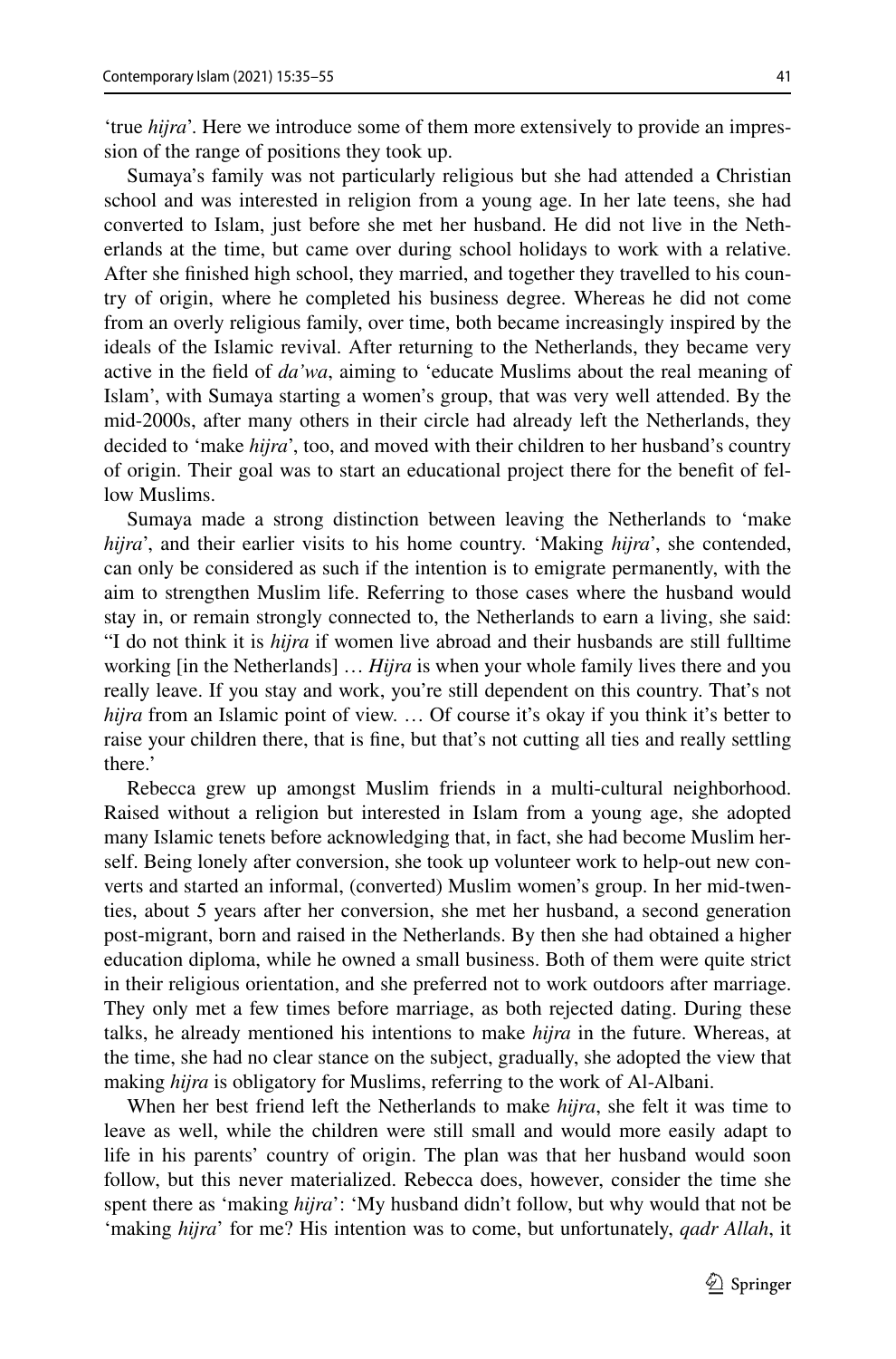'true *hijra*'. Here we introduce some of them more extensively to provide an impression of the range of positions they took up.

Sumaya's family was not particularly religious but she had attended a Christian school and was interested in religion from a young age. In her late teens, she had converted to Islam, just before she met her husband. He did not live in the Netherlands at the time, but came over during school holidays to work with a relative. After she finished high school, they married, and together they travelled to his country of origin, where he completed his business degree. Whereas he did not come from an overly religious family, over time, both became increasingly inspired by the ideals of the Islamic revival. After returning to the Netherlands, they became very active in the field of *da'wa*, aiming to 'educate Muslims about the real meaning of Islam', with Sumaya starting a women's group, that was very well attended. By the mid-2000s, after many others in their circle had already left the Netherlands, they decided to 'make *hijra*', too, and moved with their children to her husband's country of origin. Their goal was to start an educational project there for the benefit of fellow Muslims.

Sumaya made a strong distinction between leaving the Netherlands to 'make *hijra*', and their earlier visits to his home country. 'Making *hijra*', she contended, can only be considered as such if the intention is to emigrate permanently, with the aim to strengthen Muslim life. Referring to those cases where the husband would stay in, or remain strongly connected to, the Netherlands to earn a living, she said: "I do not think it is *hijra* if women live abroad and their husbands are still fulltime working [in the Netherlands] … *Hijra* is when your whole family lives there and you really leave. If you stay and work, you're still dependent on this country. That's not *hijra* from an Islamic point of view. … Of course it's okay if you think it's better to raise your children there, that is fine, but that's not cutting all ties and really settling there.'

Rebecca grew up amongst Muslim friends in a multi-cultural neighborhood. Raised without a religion but interested in Islam from a young age, she adopted many Islamic tenets before acknowledging that, in fact, she had become Muslim herself. Being lonely after conversion, she took up volunteer work to help-out new converts and started an informal, (converted) Muslim women's group. In her mid-twenties, about 5 years after her conversion, she met her husband, a second generation post-migrant, born and raised in the Netherlands. By then she had obtained a higher education diploma, while he owned a small business. Both of them were quite strict in their religious orientation, and she preferred not to work outdoors after marriage. They only met a few times before marriage, as both rejected dating. During these talks, he already mentioned his intentions to make *hijra* in the future. Whereas, at the time, she had no clear stance on the subject, gradually, she adopted the view that making *hijra* is obligatory for Muslims, referring to the work of Al-Albani.

When her best friend left the Netherlands to make *hijra*, she felt it was time to leave as well, while the children were still small and would more easily adapt to life in his parents' country of origin. The plan was that her husband would soon follow, but this never materialized. Rebecca does, however, consider the time she spent there as 'making *hijra*': 'My husband didn't follow, but why would that not be 'making *hijra*' for me? His intention was to come, but unfortunately, *qadr Allah*, it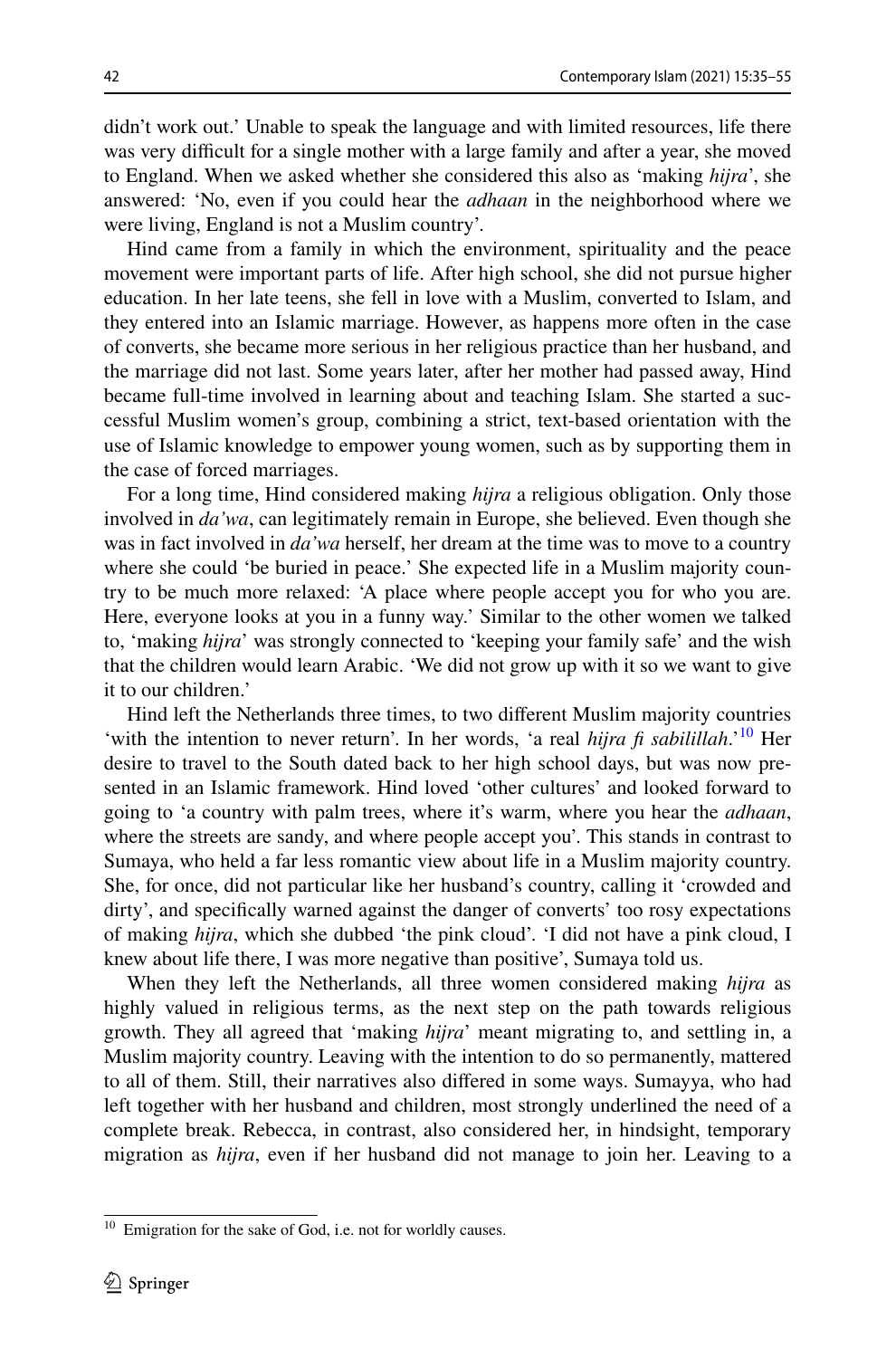didn't work out.' Unable to speak the language and with limited resources, life there was very difficult for a single mother with a large family and after a year, she moved to England. When we asked whether she considered this also as 'making *hijra*', she answered: 'No, even if you could hear the *adhaan* in the neighborhood where we were living, England is not a Muslim country'.

Hind came from a family in which the environment, spirituality and the peace movement were important parts of life. After high school, she did not pursue higher education. In her late teens, she fell in love with a Muslim, converted to Islam, and they entered into an Islamic marriage. However, as happens more often in the case of converts, she became more serious in her religious practice than her husband, and the marriage did not last. Some years later, after her mother had passed away, Hind became full-time involved in learning about and teaching Islam. She started a successful Muslim women's group, combining a strict, text-based orientation with the use of Islamic knowledge to empower young women, such as by supporting them in the case of forced marriages.

For a long time, Hind considered making *hijra* a religious obligation. Only those involved in *da'wa*, can legitimately remain in Europe, she believed. Even though she was in fact involved in *da'wa* herself, her dream at the time was to move to a country where she could 'be buried in peace.' She expected life in a Muslim majority country to be much more relaxed: 'A place where people accept you for who you are. Here, everyone looks at you in a funny way.' Similar to the other women we talked to, 'making *hijra*' was strongly connected to 'keeping your family safe' and the wish that the children would learn Arabic. 'We did not grow up with it so we want to give it to our children.'

Hind left the Netherlands three times, to two different Muslim majority countries 'with the intention to never return'. In her words, 'a real *hijra fi sabilillah*.'[10] Her desire to travel to the South dated back to her high school days, but was now presented in an Islamic framework. Hind loved 'other cultures' and looked forward to going to 'a country with palm trees, where it's warm, where you hear the *adhaan*, where the streets are sandy, and where people accept you'. This stands in contrast to Sumaya, who held a far less romantic view about life in a Muslim majority country. She, for once, did not particular like her husband's country, calling it 'crowded and dirty', and specifically warned against the danger of converts' too rosy expectations of making *hijra*, which she dubbed 'the pink cloud'. 'I did not have a pink cloud, I knew about life there, I was more negative than positive', Sumaya told us.

When they left the Netherlands, all three women considered making *hijra* as highly valued in religious terms, as the next step on the path towards religious growth. They all agreed that 'making *hijra*' meant migrating to, and settling in, a Muslim majority country. Leaving with the intention to do so permanently, mattered to all of them. Still, their narratives also differed in some ways. Sumayya, who had left together with her husband and children, most strongly underlined the need of a complete break. Rebecca, in contrast, also considered her, in hindsight, temporary migration as *hijra*, even if her husband did not manage to join her. Leaving to a

[10] Emigration for the sake of God, i.e. not for worldly causes.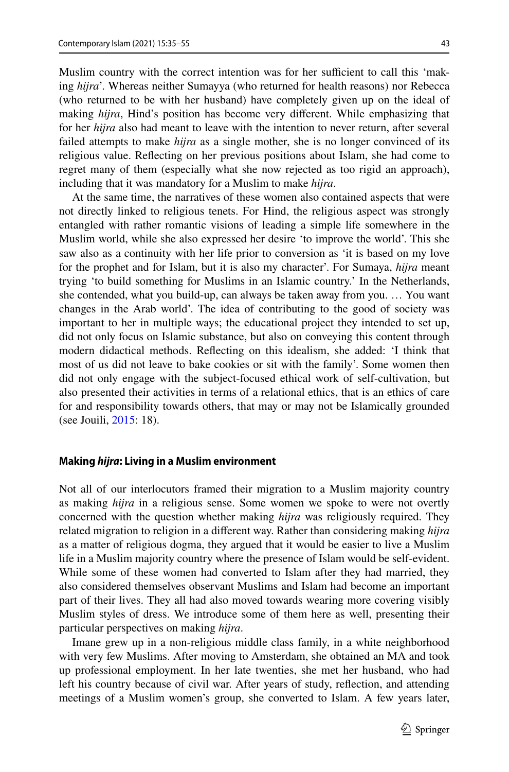Muslim country with the correct intention was for her sufficient to call this 'making *hijra*'. Whereas neither Sumayya (who returned for health reasons) nor Rebecca (who returned to be with her husband) have completely given up on the ideal of making *hijra*, Hind's position has become very different. While emphasizing that for her *hijra* also had meant to leave with the intention to never return, after several failed attempts to make *hijra* as a single mother, she is no longer convinced of its religious value. Reflecting on her previous positions about Islam, she had come to regret many of them (especially what she now rejected as too rigid an approach), including that it was mandatory for a Muslim to make *hijra*.

At the same time, the narratives of these women also contained aspects that were not directly linked to religious tenets. For Hind, the religious aspect was strongly entangled with rather romantic visions of leading a simple life somewhere in the Muslim world, while she also expressed her desire 'to improve the world'. This she saw also as a continuity with her life prior to conversion as 'it is based on my love for the prophet and for Islam, but it is also my character'. For Sumaya, *hijra* meant trying 'to build something for Muslims in an Islamic country.' In the Netherlands, she contended, what you build-up, can always be taken away from you. … You want changes in the Arab world'. The idea of contributing to the good of society was important to her in multiple ways; the educational project they intended to set up, did not only focus on Islamic substance, but also on conveying this content through modern didactical methods. Reflecting on this idealism, she added: 'I think that most of us did not leave to bake cookies or sit with the family'. Some women then did not only engage with the subject-focused ethical work of self-cultivation, but also presented their activities in terms of a relational ethics, that is an ethics of care for and responsibility towards others, that may or may not be Islamically grounded (see Jouili, 2015: 18).

### Making *hijra*: Living in a Muslim environment

Not all of our interlocutors framed their migration to a Muslim majority country as making *hijra* in a religious sense. Some women we spoke to were not overtly concerned with the question whether making *hijra* was religiously required. They related migration to religion in a different way. Rather than considering making *hijra* as a matter of religious dogma, they argued that it would be easier to live a Muslim life in a Muslim majority country where the presence of Islam would be self-evident. While some of these women had converted to Islam after they had married, they also considered themselves observant Muslims and Islam had become an important part of their lives. They all had also moved towards wearing more covering visibly Muslim styles of dress. We introduce some of them here as well, presenting their particular perspectives on making *hijra*.

Imane grew up in a non-religious middle class family, in a white neighborhood with very few Muslims. After moving to Amsterdam, she obtained an MA and took up professional employment. In her late twenties, she met her husband, who had left his country because of civil war. After years of study, reflection, and attending meetings of a Muslim women's group, she converted to Islam. A few years later,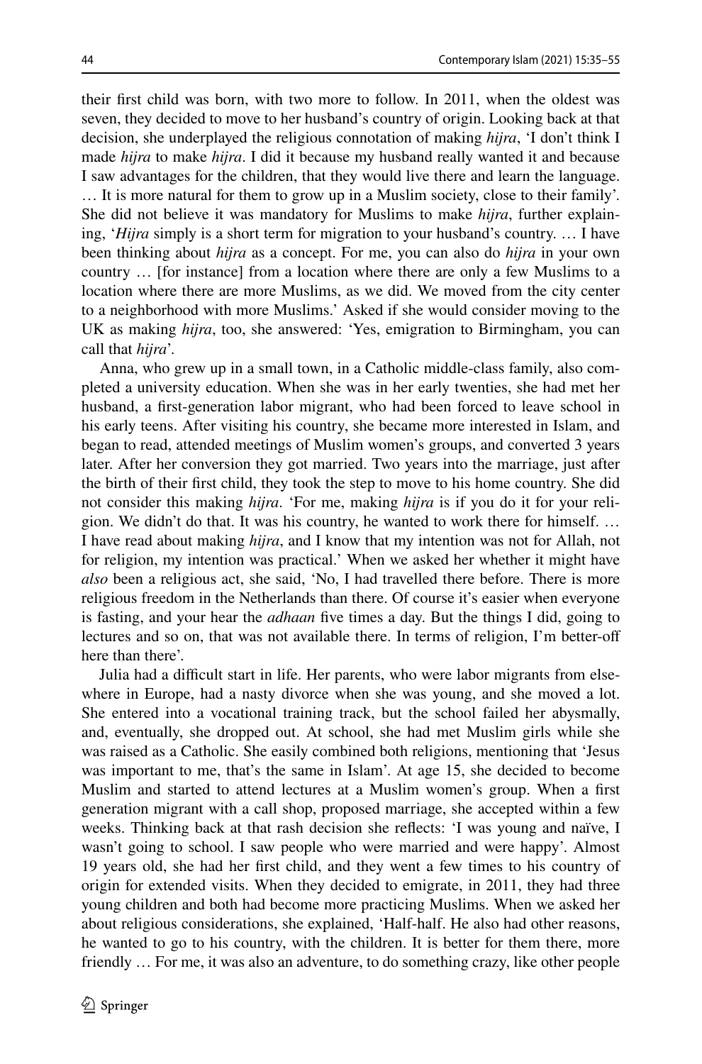their first child was born, with two more to follow. In 2011, when the oldest was seven, they decided to move to her husband's country of origin. Looking back at that decision, she underplayed the religious connotation of making *hijra*, 'I don't think I made *hijra* to make *hijra*. I did it because my husband really wanted it and because I saw advantages for the children, that they would live there and learn the language. … It is more natural for them to grow up in a Muslim society, close to their family'. She did not believe it was mandatory for Muslims to make *hijra*, further explaining, '*Hijra* simply is a short term for migration to your husband's country. … I have been thinking about *hijra* as a concept. For me, you can also do *hijra* in your own country … [for instance] from a location where there are only a few Muslims to a location where there are more Muslims, as we did. We moved from the city center to a neighborhood with more Muslims.' Asked if she would consider moving to the UK as making *hijra*, too, she answered: 'Yes, emigration to Birmingham, you can call that *hijra*'.

Anna, who grew up in a small town, in a Catholic middle-class family, also completed a university education. When she was in her early twenties, she had met her husband, a first-generation labor migrant, who had been forced to leave school in his early teens. After visiting his country, she became more interested in Islam, and began to read, attended meetings of Muslim women's groups, and converted 3 years later. After her conversion they got married. Two years into the marriage, just after the birth of their first child, they took the step to move to his home country. She did not consider this making *hijra*. 'For me, making *hijra* is if you do it for your religion. We didn't do that. It was his country, he wanted to work there for himself. … I have read about making *hijra*, and I know that my intention was not for Allah, not for religion, my intention was practical.' When we asked her whether it might have *also* been a religious act, she said, 'No, I had travelled there before. There is more religious freedom in the Netherlands than there. Of course it's easier when everyone is fasting, and your hear the *adhaan* five times a day. But the things I did, going to lectures and so on, that was not available there. In terms of religion, I'm better-off here than there'.

Julia had a difficult start in life. Her parents, who were labor migrants from elsewhere in Europe, had a nasty divorce when she was young, and she moved a lot. She entered into a vocational training track, but the school failed her abysmally, and, eventually, she dropped out. At school, she had met Muslim girls while she was raised as a Catholic. She easily combined both religions, mentioning that 'Jesus was important to me, that's the same in Islam'. At age 15, she decided to become Muslim and started to attend lectures at a Muslim women's group. When a first generation migrant with a call shop, proposed marriage, she accepted within a few weeks. Thinking back at that rash decision she reflects: 'I was young and naïve, I wasn't going to school. I saw people who were married and were happy'. Almost 19 years old, she had her first child, and they went a few times to his country of origin for extended visits. When they decided to emigrate, in 2011, they had three young children and both had become more practicing Muslims. When we asked her about religious considerations, she explained, 'Half-half. He also had other reasons, he wanted to go to his country, with the children. It is better for them there, more friendly … For me, it was also an adventure, to do something crazy, like other people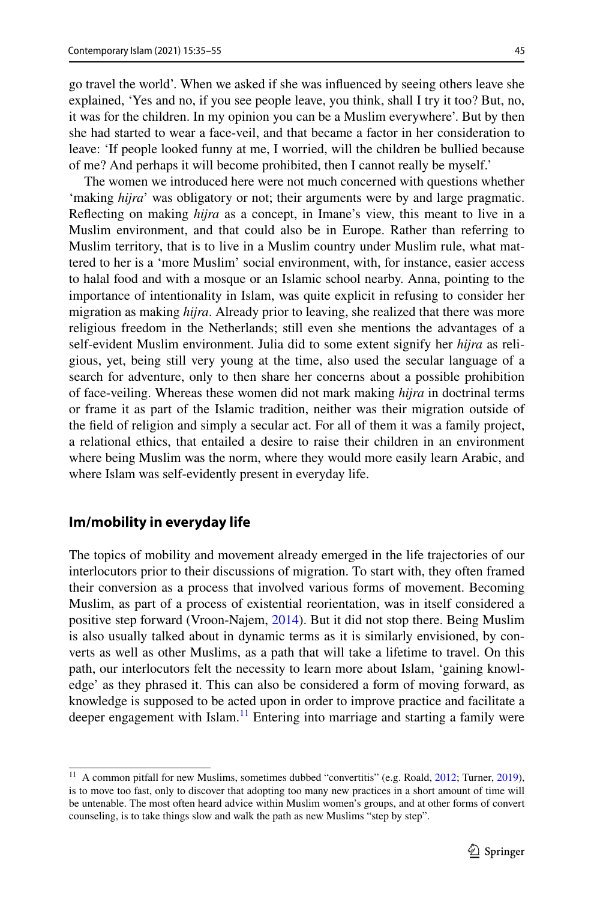go travel the world'. When we asked if she was influenced by seeing others leave she explained, 'Yes and no, if you see people leave, you think, shall I try it too? But, no, it was for the children. In my opinion you can be a Muslim everywhere'. But by then she had started to wear a face-veil, and that became a factor in her consideration to leave: 'If people looked funny at me, I worried, will the children be bullied because of me? And perhaps it will become prohibited, then I cannot really be myself.'

The women we introduced here were not much concerned with questions whether 'making *hijra*' was obligatory or not; their arguments were by and large pragmatic. Reflecting on making *hijra* as a concept, in Imane's view, this meant to live in a Muslim environment, and that could also be in Europe. Rather than referring to Muslim territory, that is to live in a Muslim country under Muslim rule, what mattered to her is a 'more Muslim' social environment, with, for instance, easier access to halal food and with a mosque or an Islamic school nearby. Anna, pointing to the importance of intentionality in Islam, was quite explicit in refusing to consider her migration as making *hijra*. Already prior to leaving, she realized that there was more religious freedom in the Netherlands; still even she mentions the advantages of a self-evident Muslim environment. Julia did to some extent signify her *hijra* as religious, yet, being still very young at the time, also used the secular language of a search for adventure, only to then share her concerns about a possible prohibition of face-veiling. Whereas these women did not mark making *hijra* in doctrinal terms or frame it as part of the Islamic tradition, neither was their migration outside of the field of religion and simply a secular act. For all of them it was a family project, a relational ethics, that entailed a desire to raise their children in an environment where being Muslim was the norm, where they would more easily learn Arabic, and where Islam was self-evidently present in everyday life.

## Im/mobility in everyday life

The topics of mobility and movement already emerged in the life trajectories of our interlocutors prior to their discussions of migration. To start with, they often framed their conversion as a process that involved various forms of movement. Becoming Muslim, as part of a process of existential reorientation, was in itself considered a positive step forward (Vroon-Najem, 2014). But it did not stop there. Being Muslim is also usually talked about in dynamic terms as it is similarly envisioned, by converts as well as other Muslims, as a path that will take a lifetime to travel. On this path, our interlocutors felt the necessity to learn more about Islam, 'gaining knowledge' as they phrased it. This can also be considered a form of moving forward, as knowledge is supposed to be acted upon in order to improve practice and facilitate a deeper engagement with Islam.[11] Entering into marriage and starting a family were

[11] A common pitfall for new Muslims, sometimes dubbed "convertitis" (e.g. Roald, 2012; Turner, 2019), is to move too fast, only to discover that adopting too many new practices in a short amount of time will be untenable. The most often heard advice within Muslim women's groups, and at other forms of convert counseling, is to take things slow and walk the path as new Muslims "step by step".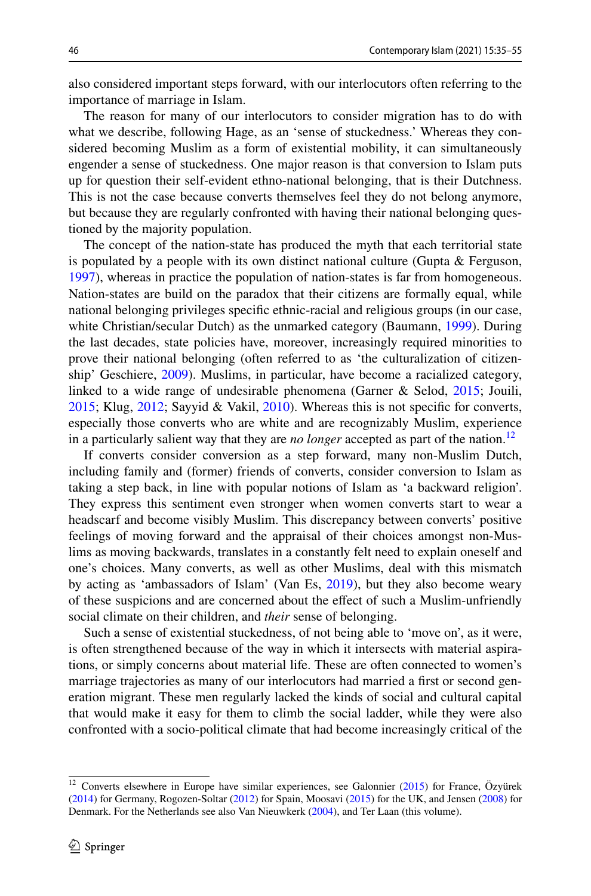also considered important steps forward, with our interlocutors often referring to the importance of marriage in Islam.

The reason for many of our interlocutors to consider migration has to do with what we describe, following Hage, as an 'sense of stuckedness.' Whereas they considered becoming Muslim as a form of existential mobility, it can simultaneously engender a sense of stuckedness. One major reason is that conversion to Islam puts up for question their self-evident ethno-national belonging, that is their Dutchness. This is not the case because converts themselves feel they do not belong anymore, but because they are regularly confronted with having their national belonging questioned by the majority population.

The concept of the nation-state has produced the myth that each territorial state is populated by a people with its own distinct national culture (Gupta & Ferguson, 1997), whereas in practice the population of nation-states is far from homogeneous. Nation-states are build on the paradox that their citizens are formally equal, while national belonging privileges specific ethnic-racial and religious groups (in our case, white Christian/secular Dutch) as the unmarked category (Baumann, 1999). During the last decades, state policies have, moreover, increasingly required minorities to prove their national belonging (often referred to as 'the culturalization of citizenship' Geschiere, 2009). Muslims, in particular, have become a racialized category, linked to a wide range of undesirable phenomena (Garner & Selod, 2015; Jouili, 2015; Klug, 2012; Sayyid & Vakil, 2010). Whereas this is not specific for converts, especially those converts who are white and are recognizably Muslim, experience in a particularly salient way that they are *no longer* accepted as part of the nation.[12]

If converts consider conversion as a step forward, many non-Muslim Dutch, including family and (former) friends of converts, consider conversion to Islam as taking a step back, in line with popular notions of Islam as 'a backward religion'. They express this sentiment even stronger when women converts start to wear a headscarf and become visibly Muslim. This discrepancy between converts' positive feelings of moving forward and the appraisal of their choices amongst non-Muslims as moving backwards, translates in a constantly felt need to explain oneself and one's choices. Many converts, as well as other Muslims, deal with this mismatch by acting as 'ambassadors of Islam' (Van Es, 2019), but they also become weary of these suspicions and are concerned about the effect of such a Muslim-unfriendly social climate on their children, and *their* sense of belonging.

Such a sense of existential stuckedness, of not being able to 'move on', as it were, is often strengthened because of the way in which it intersects with material aspirations, or simply concerns about material life. These are often connected to women's marriage trajectories as many of our interlocutors had married a first or second generation migrant. These men regularly lacked the kinds of social and cultural capital that would make it easy for them to climb the social ladder, while they were also confronted with a socio-political climate that had become increasingly critical of the

[12] Converts elsewhere in Europe have similar experiences, see Galonnier (2015) for France, Özyürek (2014) for Germany, Rogozen-Soltar (2012) for Spain, Moosavi (2015) for the UK, and Jensen (2008) for Denmark. For the Netherlands see also Van Nieuwkerk (2004), and Ter Laan (this volume).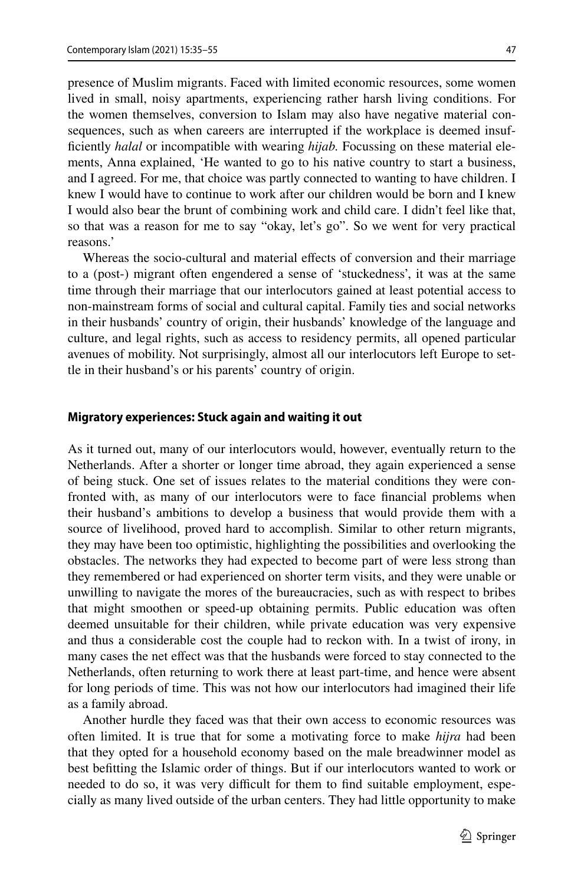presence of Muslim migrants. Faced with limited economic resources, some women lived in small, noisy apartments, experiencing rather harsh living conditions. For the women themselves, conversion to Islam may also have negative material consequences, such as when careers are interrupted if the workplace is deemed insufficiently *halal* or incompatible with wearing *hijab.* Focussing on these material elements, Anna explained, 'He wanted to go to his native country to start a business, and I agreed. For me, that choice was partly connected to wanting to have children. I knew I would have to continue to work after our children would be born and I knew I would also bear the brunt of combining work and child care. I didn't feel like that, so that was a reason for me to say "okay, let's go". So we went for very practical reasons.'

Whereas the socio-cultural and material effects of conversion and their marriage to a (post-) migrant often engendered a sense of 'stuckedness', it was at the same time through their marriage that our interlocutors gained at least potential access to non-mainstream forms of social and cultural capital. Family ties and social networks in their husbands' country of origin, their husbands' knowledge of the language and culture, and legal rights, such as access to residency permits, all opened particular avenues of mobility. Not surprisingly, almost all our interlocutors left Europe to settle in their husband's or his parents' country of origin.

### Migratory experiences: Stuck again and waiting it out

As it turned out, many of our interlocutors would, however, eventually return to the Netherlands. After a shorter or longer time abroad, they again experienced a sense of being stuck. One set of issues relates to the material conditions they were confronted with, as many of our interlocutors were to face financial problems when their husband's ambitions to develop a business that would provide them with a source of livelihood, proved hard to accomplish. Similar to other return migrants, they may have been too optimistic, highlighting the possibilities and overlooking the obstacles. The networks they had expected to become part of were less strong than they remembered or had experienced on shorter term visits, and they were unable or unwilling to navigate the mores of the bureaucracies, such as with respect to bribes that might smoothen or speed-up obtaining permits. Public education was often deemed unsuitable for their children, while private education was very expensive and thus a considerable cost the couple had to reckon with. In a twist of irony, in many cases the net effect was that the husbands were forced to stay connected to the Netherlands, often returning to work there at least part-time, and hence were absent for long periods of time. This was not how our interlocutors had imagined their life as a family abroad.

Another hurdle they faced was that their own access to economic resources was often limited. It is true that for some a motivating force to make *hijra* had been that they opted for a household economy based on the male breadwinner model as best befitting the Islamic order of things. But if our interlocutors wanted to work or needed to do so, it was very difficult for them to find suitable employment, especially as many lived outside of the urban centers. They had little opportunity to make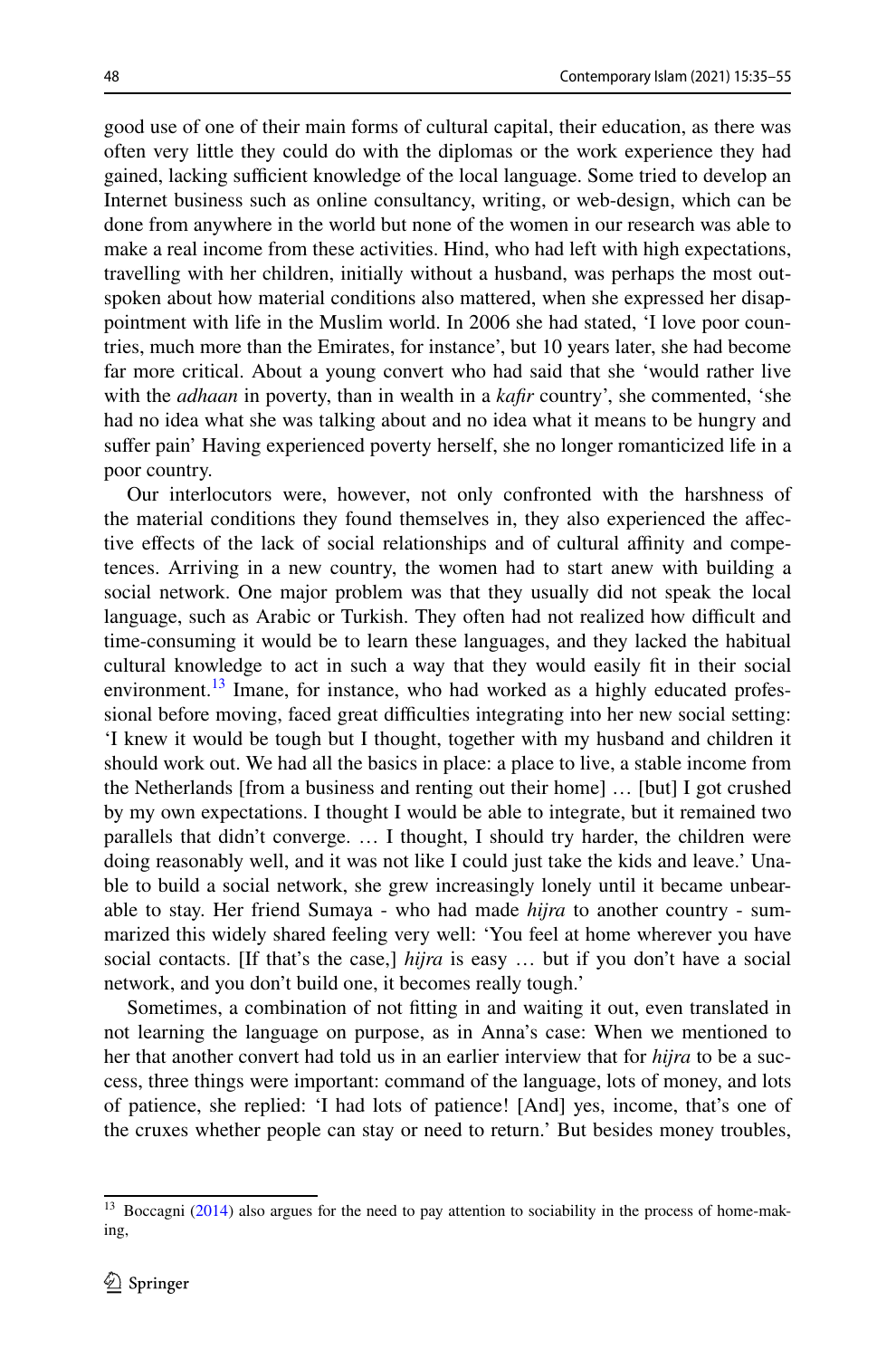good use of one of their main forms of cultural capital, their education, as there was often very little they could do with the diplomas or the work experience they had gained, lacking sufficient knowledge of the local language. Some tried to develop an Internet business such as online consultancy, writing, or web-design, which can be done from anywhere in the world but none of the women in our research was able to make a real income from these activities. Hind, who had left with high expectations, travelling with her children, initially without a husband, was perhaps the most outspoken about how material conditions also mattered, when she expressed her disappointment with life in the Muslim world. In 2006 she had stated, 'I love poor countries, much more than the Emirates, for instance', but 10 years later, she had become far more critical. About a young convert who had said that she 'would rather live with the *adhaan* in poverty, than in wealth in a *kafir* country', she commented, 'she had no idea what she was talking about and no idea what it means to be hungry and suffer pain' Having experienced poverty herself, she no longer romanticized life in a poor country.

Our interlocutors were, however, not only confronted with the harshness of the material conditions they found themselves in, they also experienced the affective effects of the lack of social relationships and of cultural affinity and competences. Arriving in a new country, the women had to start anew with building a social network. One major problem was that they usually did not speak the local language, such as Arabic or Turkish. They often had not realized how difficult and time-consuming it would be to learn these languages, and they lacked the habitual cultural knowledge to act in such a way that they would easily fit in their social environment.[13] Imane, for instance, who had worked as a highly educated professional before moving, faced great difficulties integrating into her new social setting: 'I knew it would be tough but I thought, together with my husband and children it should work out. We had all the basics in place: a place to live, a stable income from the Netherlands [from a business and renting out their home] … [but] I got crushed by my own expectations. I thought I would be able to integrate, but it remained two parallels that didn't converge. … I thought, I should try harder, the children were doing reasonably well, and it was not like I could just take the kids and leave.' Unable to build a social network, she grew increasingly lonely until it became unbearable to stay. Her friend Sumaya - who had made *hijra* to another country - summarized this widely shared feeling very well: 'You feel at home wherever you have social contacts. [If that's the case,] *hijra* is easy … but if you don't have a social network, and you don't build one, it becomes really tough.'

Sometimes, a combination of not fitting in and waiting it out, even translated in not learning the language on purpose, as in Anna's case: When we mentioned to her that another convert had told us in an earlier interview that for *hijra* to be a success, three things were important: command of the language, lots of money, and lots of patience, she replied: 'I had lots of patience! [And] yes, income, that's one of the cruxes whether people can stay or need to return.' But besides money troubles,

[13] Boccagni (2014) also argues for the need to pay attention to sociability in the process of home-making,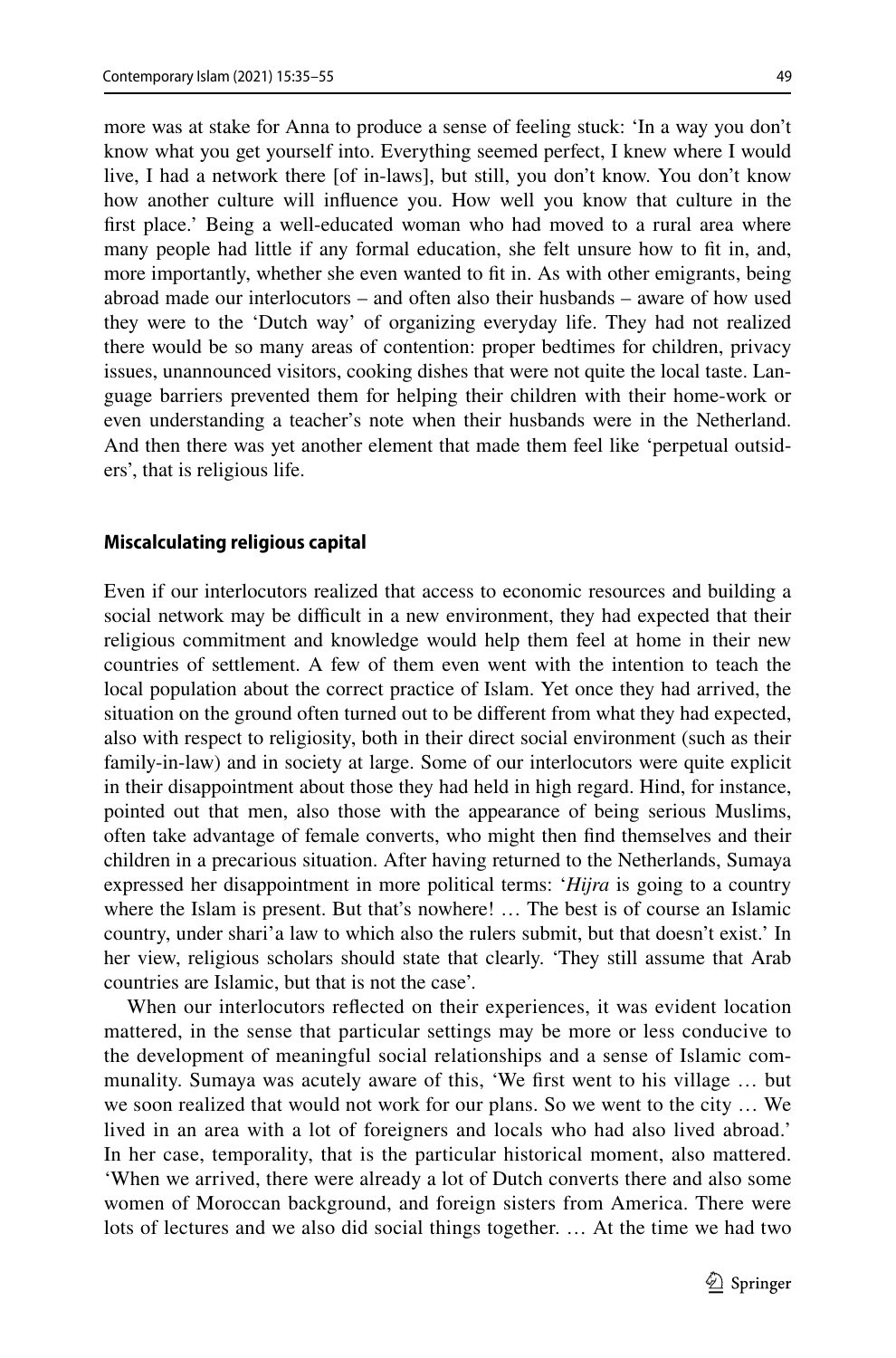more was at stake for Anna to produce a sense of feeling stuck: 'In a way you don't know what you get yourself into. Everything seemed perfect, I knew where I would live, I had a network there [of in-laws], but still, you don't know. You don't know how another culture will influence you. How well you know that culture in the first place.' Being a well-educated woman who had moved to a rural area where many people had little if any formal education, she felt unsure how to fit in, and, more importantly, whether she even wanted to fit in. As with other emigrants, being abroad made our interlocutors – and often also their husbands – aware of how used they were to the 'Dutch way' of organizing everyday life. They had not realized there would be so many areas of contention: proper bedtimes for children, privacy issues, unannounced visitors, cooking dishes that were not quite the local taste. Language barriers prevented them for helping their children with their home-work or even understanding a teacher's note when their husbands were in the Netherland. And then there was yet another element that made them feel like 'perpetual outsiders', that is religious life.

### Miscalculating religious capital

Even if our interlocutors realized that access to economic resources and building a social network may be difficult in a new environment, they had expected that their religious commitment and knowledge would help them feel at home in their new countries of settlement. A few of them even went with the intention to teach the local population about the correct practice of Islam. Yet once they had arrived, the situation on the ground often turned out to be different from what they had expected, also with respect to religiosity, both in their direct social environment (such as their family-in-law) and in society at large. Some of our interlocutors were quite explicit in their disappointment about those they had held in high regard. Hind, for instance, pointed out that men, also those with the appearance of being serious Muslims, often take advantage of female converts, who might then find themselves and their children in a precarious situation. After having returned to the Netherlands, Sumaya expressed her disappointment in more political terms: '*Hijra* is going to a country where the Islam is present. But that's nowhere! … The best is of course an Islamic country, under shari'a law to which also the rulers submit, but that doesn't exist.' In her view, religious scholars should state that clearly. 'They still assume that Arab countries are Islamic, but that is not the case'.

When our interlocutors reflected on their experiences, it was evident location mattered, in the sense that particular settings may be more or less conducive to the development of meaningful social relationships and a sense of Islamic communality. Sumaya was acutely aware of this, 'We first went to his village … but we soon realized that would not work for our plans. So we went to the city … We lived in an area with a lot of foreigners and locals who had also lived abroad.' In her case, temporality, that is the particular historical moment, also mattered. 'When we arrived, there were already a lot of Dutch converts there and also some women of Moroccan background, and foreign sisters from America. There were lots of lectures and we also did social things together. … At the time we had two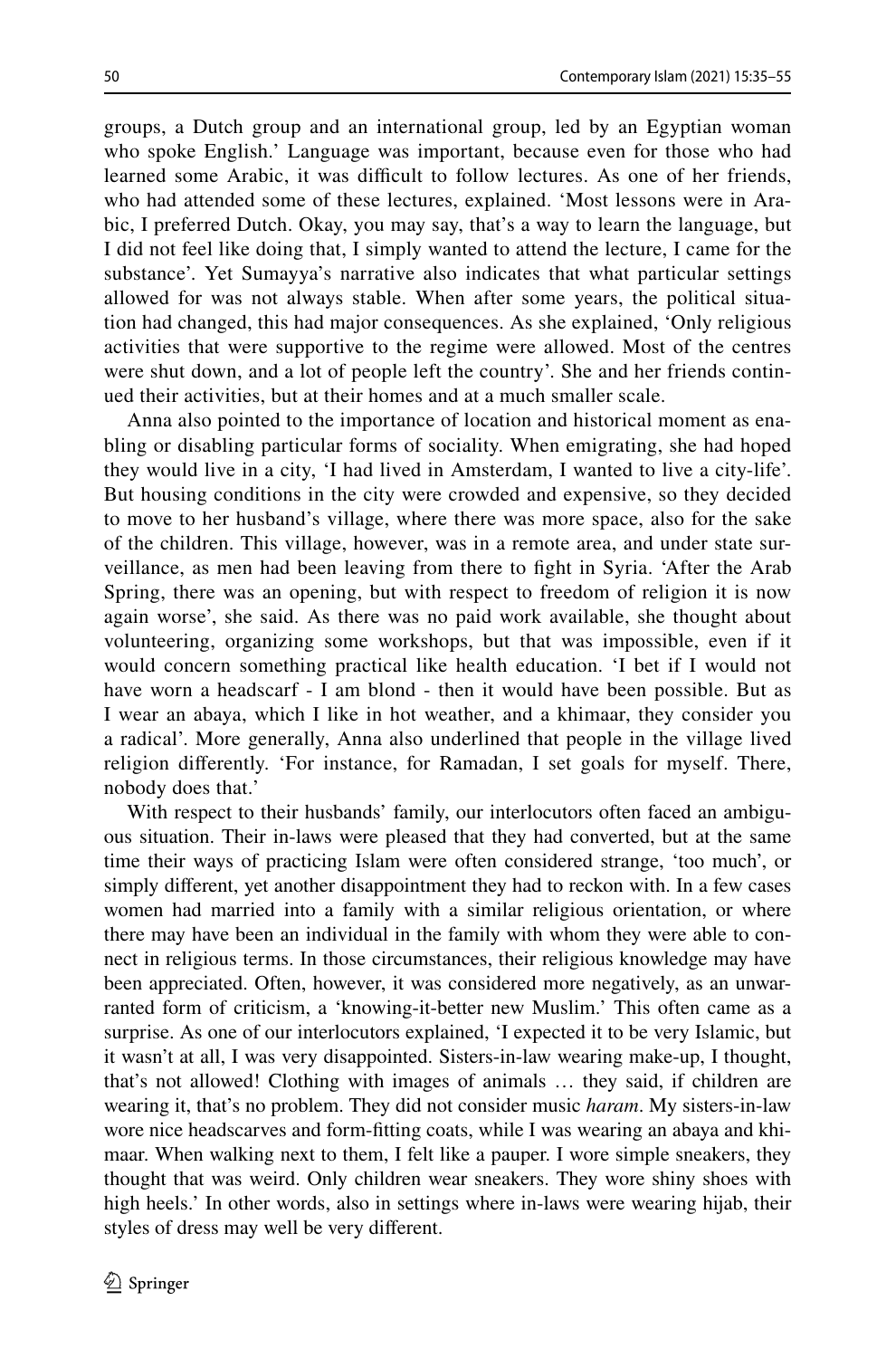groups, a Dutch group and an international group, led by an Egyptian woman who spoke English.' Language was important, because even for those who had learned some Arabic, it was difficult to follow lectures. As one of her friends, who had attended some of these lectures, explained. 'Most lessons were in Arabic, I preferred Dutch. Okay, you may say, that's a way to learn the language, but I did not feel like doing that, I simply wanted to attend the lecture, I came for the substance'. Yet Sumayya's narrative also indicates that what particular settings allowed for was not always stable. When after some years, the political situation had changed, this had major consequences. As she explained, 'Only religious activities that were supportive to the regime were allowed. Most of the centres were shut down, and a lot of people left the country'. She and her friends continued their activities, but at their homes and at a much smaller scale.

Anna also pointed to the importance of location and historical moment as enabling or disabling particular forms of sociality. When emigrating, she had hoped they would live in a city, 'I had lived in Amsterdam, I wanted to live a city-life'. But housing conditions in the city were crowded and expensive, so they decided to move to her husband's village, where there was more space, also for the sake of the children. This village, however, was in a remote area, and under state surveillance, as men had been leaving from there to fight in Syria. 'After the Arab Spring, there was an opening, but with respect to freedom of religion it is now again worse', she said. As there was no paid work available, she thought about volunteering, organizing some workshops, but that was impossible, even if it would concern something practical like health education. 'I bet if I would not have worn a headscarf - I am blond - then it would have been possible. But as I wear an abaya, which I like in hot weather, and a khimaar, they consider you a radical'. More generally, Anna also underlined that people in the village lived religion differently. 'For instance, for Ramadan, I set goals for myself. There, nobody does that.'

With respect to their husbands' family, our interlocutors often faced an ambiguous situation. Their in-laws were pleased that they had converted, but at the same time their ways of practicing Islam were often considered strange, 'too much', or simply different, yet another disappointment they had to reckon with. In a few cases women had married into a family with a similar religious orientation, or where there may have been an individual in the family with whom they were able to connect in religious terms. In those circumstances, their religious knowledge may have been appreciated. Often, however, it was considered more negatively, as an unwarranted form of criticism, a 'knowing-it-better new Muslim.' This often came as a surprise. As one of our interlocutors explained, 'I expected it to be very Islamic, but it wasn't at all, I was very disappointed. Sisters-in-law wearing make-up, I thought, that's not allowed! Clothing with images of animals … they said, if children are wearing it, that's no problem. They did not consider music *haram*. My sisters-in-law wore nice headscarves and form-fitting coats, while I was wearing an abaya and khimaar. When walking next to them, I felt like a pauper. I wore simple sneakers, they thought that was weird. Only children wear sneakers. They wore shiny shoes with high heels.' In other words, also in settings where in-laws were wearing hijab, their styles of dress may well be very different.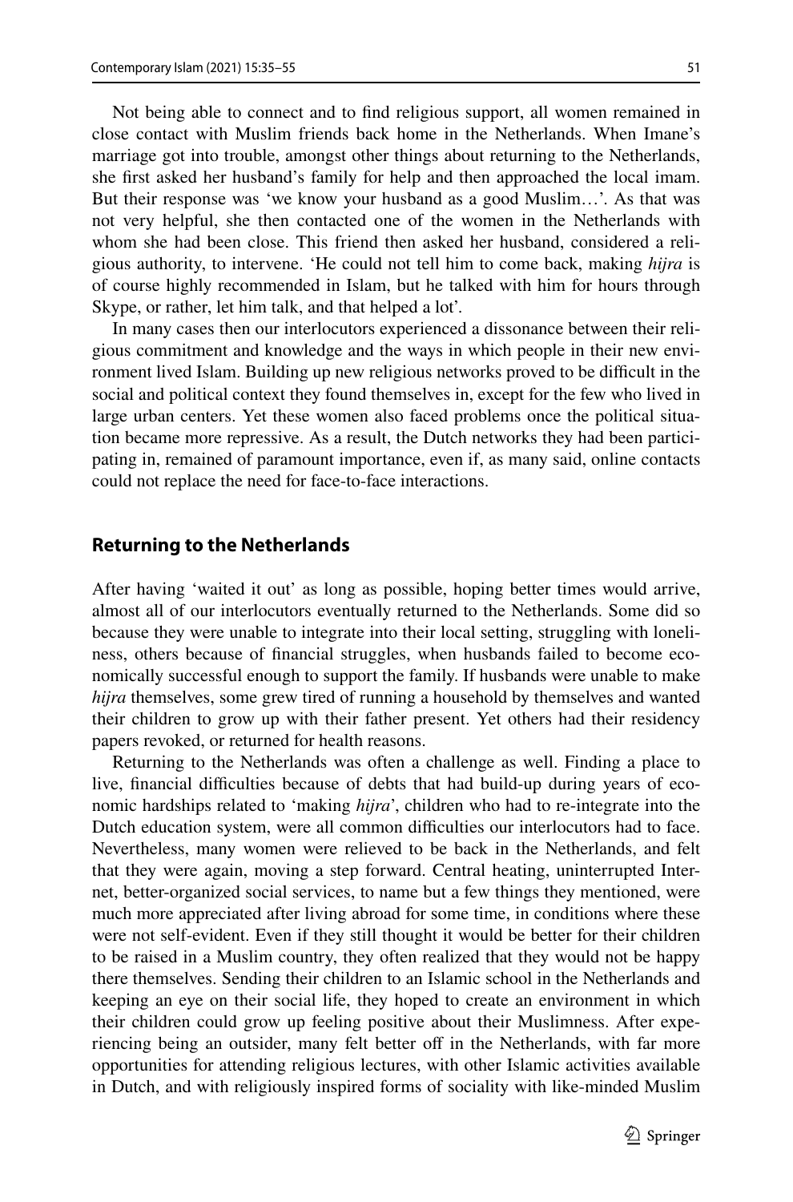Not being able to connect and to find religious support, all women remained in close contact with Muslim friends back home in the Netherlands. When Imane's marriage got into trouble, amongst other things about returning to the Netherlands, she first asked her husband's family for help and then approached the local imam. But their response was 'we know your husband as a good Muslim…'. As that was not very helpful, she then contacted one of the women in the Netherlands with whom she had been close. This friend then asked her husband, considered a religious authority, to intervene. 'He could not tell him to come back, making *hijra* is of course highly recommended in Islam, but he talked with him for hours through Skype, or rather, let him talk, and that helped a lot'.

In many cases then our interlocutors experienced a dissonance between their religious commitment and knowledge and the ways in which people in their new environment lived Islam. Building up new religious networks proved to be difficult in the social and political context they found themselves in, except for the few who lived in large urban centers. Yet these women also faced problems once the political situation became more repressive. As a result, the Dutch networks they had been participating in, remained of paramount importance, even if, as many said, online contacts could not replace the need for face-to-face interactions.

## Returning to the Netherlands

After having 'waited it out' as long as possible, hoping better times would arrive, almost all of our interlocutors eventually returned to the Netherlands. Some did so because they were unable to integrate into their local setting, struggling with loneliness, others because of financial struggles, when husbands failed to become economically successful enough to support the family. If husbands were unable to make *hijra* themselves, some grew tired of running a household by themselves and wanted their children to grow up with their father present. Yet others had their residency papers revoked, or returned for health reasons.

Returning to the Netherlands was often a challenge as well. Finding a place to live, financial difficulties because of debts that had build-up during years of economic hardships related to 'making *hijra*', children who had to re-integrate into the Dutch education system, were all common difficulties our interlocutors had to face. Nevertheless, many women were relieved to be back in the Netherlands, and felt that they were again, moving a step forward. Central heating, uninterrupted Internet, better-organized social services, to name but a few things they mentioned, were much more appreciated after living abroad for some time, in conditions where these were not self-evident. Even if they still thought it would be better for their children to be raised in a Muslim country, they often realized that they would not be happy there themselves. Sending their children to an Islamic school in the Netherlands and keeping an eye on their social life, they hoped to create an environment in which their children could grow up feeling positive about their Muslimness. After experiencing being an outsider, many felt better off in the Netherlands, with far more opportunities for attending religious lectures, with other Islamic activities available in Dutch, and with religiously inspired forms of sociality with like-minded Muslim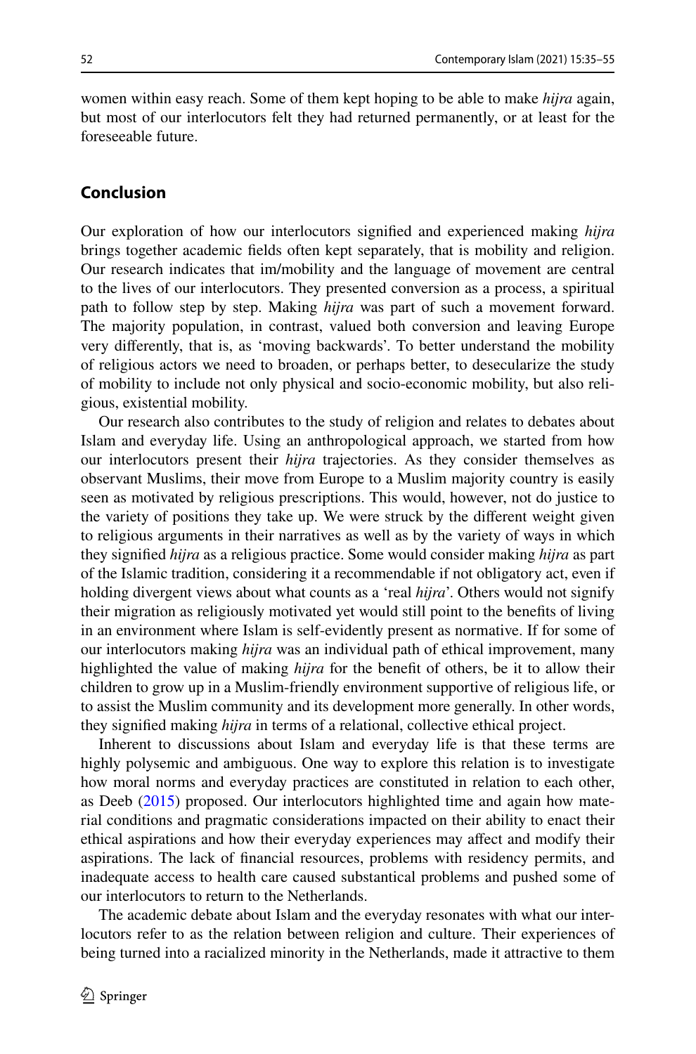women within easy reach. Some of them kept hoping to be able to make *hijra* again, but most of our interlocutors felt they had returned permanently, or at least for the foreseeable future.

## Conclusion

Our exploration of how our interlocutors signified and experienced making *hijra* brings together academic fields often kept separately, that is mobility and religion. Our research indicates that im/mobility and the language of movement are central to the lives of our interlocutors. They presented conversion as a process, a spiritual path to follow step by step. Making *hijra* was part of such a movement forward. The majority population, in contrast, valued both conversion and leaving Europe very differently, that is, as 'moving backwards'. To better understand the mobility of religious actors we need to broaden, or perhaps better, to desecularize the study of mobility to include not only physical and socio-economic mobility, but also religious, existential mobility.

Our research also contributes to the study of religion and relates to debates about Islam and everyday life. Using an anthropological approach, we started from how our interlocutors present their *hijra* trajectories. As they consider themselves as observant Muslims, their move from Europe to a Muslim majority country is easily seen as motivated by religious prescriptions. This would, however, not do justice to the variety of positions they take up. We were struck by the different weight given to religious arguments in their narratives as well as by the variety of ways in which they signified *hijra* as a religious practice. Some would consider making *hijra* as part of the Islamic tradition, considering it a recommendable if not obligatory act, even if holding divergent views about what counts as a 'real *hijra*'. Others would not signify their migration as religiously motivated yet would still point to the benefits of living in an environment where Islam is self-evidently present as normative. If for some of our interlocutors making *hijra* was an individual path of ethical improvement, many highlighted the value of making *hijra* for the benefit of others, be it to allow their children to grow up in a Muslim-friendly environment supportive of religious life, or to assist the Muslim community and its development more generally. In other words, they signified making *hijra* in terms of a relational, collective ethical project.

Inherent to discussions about Islam and everyday life is that these terms are highly polysemic and ambiguous. One way to explore this relation is to investigate how moral norms and everyday practices are constituted in relation to each other, as Deeb (2015) proposed. Our interlocutors highlighted time and again how material conditions and pragmatic considerations impacted on their ability to enact their ethical aspirations and how their everyday experiences may affect and modify their aspirations. The lack of financial resources, problems with residency permits, and inadequate access to health care caused substantical problems and pushed some of our interlocutors to return to the Netherlands.

The academic debate about Islam and the everyday resonates with what our interlocutors refer to as the relation between religion and culture. Their experiences of being turned into a racialized minority in the Netherlands, made it attractive to them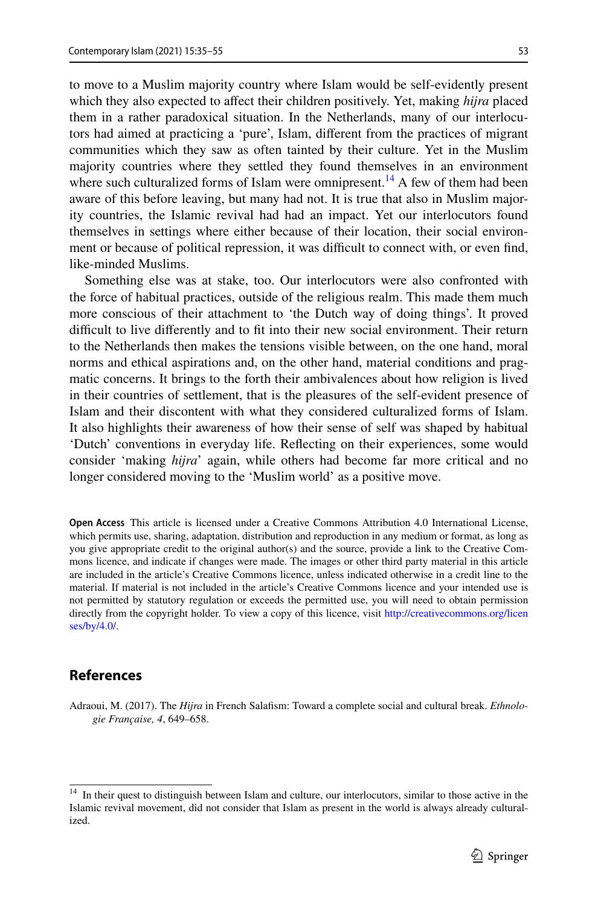to move to a Muslim majority country where Islam would be self-evidently present which they also expected to affect their children positively. Yet, making *hijra* placed them in a rather paradoxical situation. In the Netherlands, many of our interlocutors had aimed at practicing a 'pure', Islam, different from the practices of migrant communities which they saw as often tainted by their culture. Yet in the Muslim majority countries where they settled they found themselves in an environment where such culturalized forms of Islam were omnipresent.[14] A few of them had been aware of this before leaving, but many had not. It is true that also in Muslim majority countries, the Islamic revival had had an impact. Yet our interlocutors found themselves in settings where either because of their location, their social environment or because of political repression, it was difficult to connect with, or even find, like-minded Muslims.

Something else was at stake, too. Our interlocutors were also confronted with the force of habitual practices, outside of the religious realm. This made them much more conscious of their attachment to 'the Dutch way of doing things'. It proved difficult to live differently and to fit into their new social environment. Their return to the Netherlands then makes the tensions visible between, on the one hand, moral norms and ethical aspirations and, on the other hand, material conditions and pragmatic concerns. It brings to the forth their ambivalences about how religion is lived in their countries of settlement, that is the pleasures of the self-evident presence of Islam and their discontent with what they considered culturalized forms of Islam. It also highlights their awareness of how their sense of self was shaped by habitual 'Dutch' conventions in everyday life. Reflecting on their experiences, some would consider 'making *hijra*' again, while others had become far more critical and no longer considered moving to the 'Muslim world' as a positive move.

**Open Access** This article is licensed under a Creative Commons Attribution 4.0 International License, which permits use, sharing, adaptation, distribution and reproduction in any medium or format, as long as you give appropriate credit to the original author(s) and the source, provide a link to the Creative Commons licence, and indicate if changes were made. The images or other third party material in this article are included in the article's Creative Commons licence, unless indicated otherwise in a credit line to the material. If material is not included in the article's Creative Commons licence and your intended use is not permitted by statutory regulation or exceeds the permitted use, you will need to obtain permission directly from the copyright holder. To view a copy of this licence, visit http://creativecommons.org/licenses/by/4.0/.

## References

Adraoui, M. (2017). The *Hijra* in French Salafism: Toward a complete social and cultural break. *Ethnologie Française, 4*, 649–658.

---

[14] In their quest to distinguish between Islam and culture, our interlocutors, similar to those active in the Islamic revival movement, did not consider that Islam as present in the world is always already culturalized.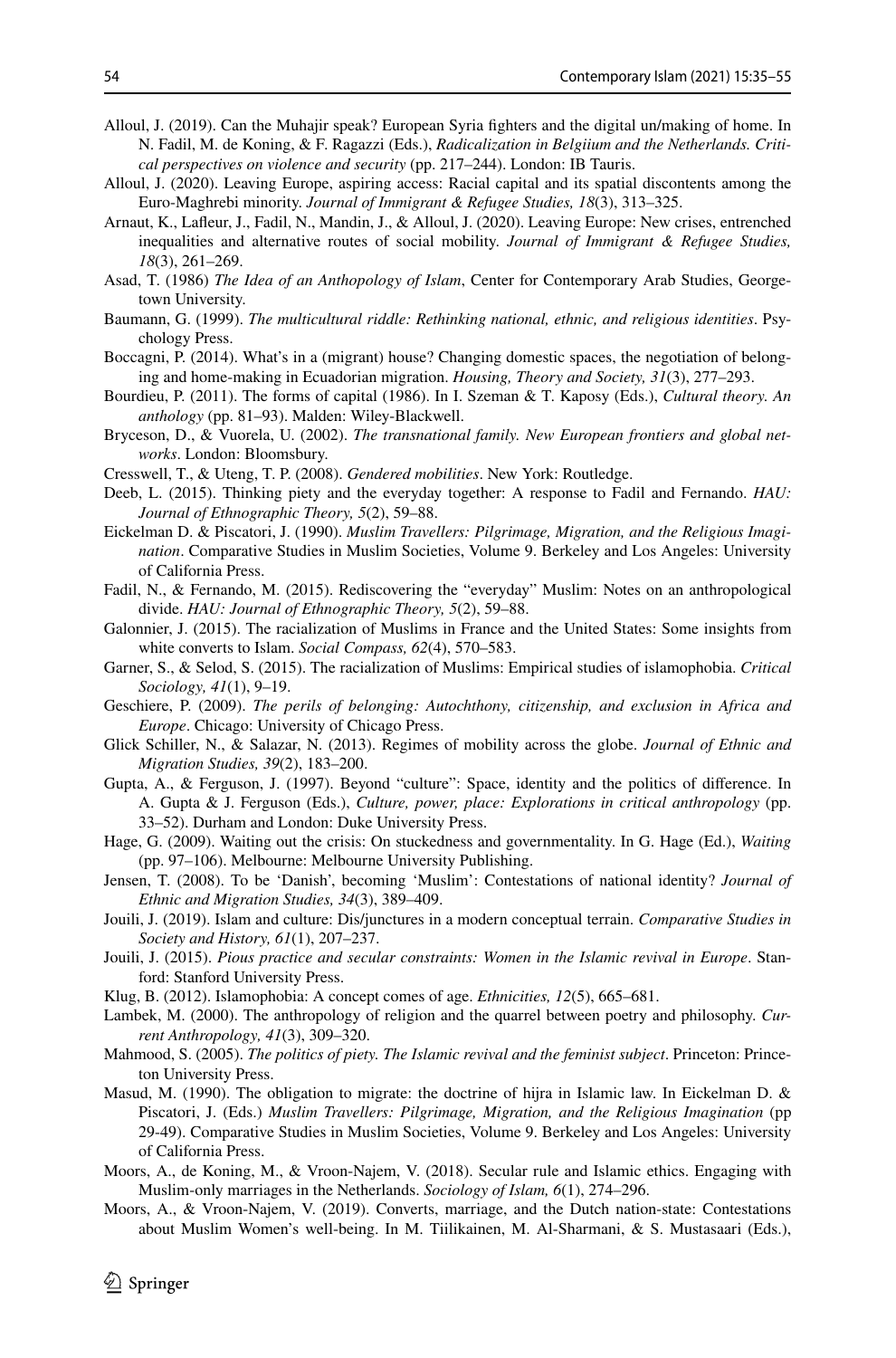Alloul, J. (2019). Can the Muhajir speak? European Syria fighters and the digital un/making of home. In N. Fadil, M. de Koning, & F. Ragazzi (Eds.), *Radicalization in Belgiium and the Netherlands. Critical perspectives on violence and security* (pp. 217–244). London: IB Tauris.

Alloul, J. (2020). Leaving Europe, aspiring access: Racial capital and its spatial discontents among the Euro-Maghrebi minority. *Journal of Immigrant & Refugee Studies, 18*(3), 313–325.

Arnaut, K., Lafleur, J., Fadil, N., Mandin, J., & Alloul, J. (2020). Leaving Europe: New crises, entrenched inequalities and alternative routes of social mobility. *Journal of Immigrant & Refugee Studies, 18*(3), 261–269.

Asad, T. (1986) *The Idea of an Anthopology of Islam*, Center for Contemporary Arab Studies, Georgetown University.

Baumann, G. (1999). *The multicultural riddle: Rethinking national, ethnic, and religious identities*. Psychology Press.

Boccagni, P. (2014). What's in a (migrant) house? Changing domestic spaces, the negotiation of belonging and home-making in Ecuadorian migration. *Housing, Theory and Society, 31*(3), 277–293.

Bourdieu, P. (2011). The forms of capital (1986). In I. Szeman & T. Kaposy (Eds.), *Cultural theory. An anthology* (pp. 81–93). Malden: Wiley-Blackwell.

Bryceson, D., & Vuorela, U. (2002). *The transnational family. New European frontiers and global networks*. London: Bloomsbury.

Cresswell, T., & Uteng, T. P. (2008). *Gendered mobilities*. New York: Routledge.

Deeb, L. (2015). Thinking piety and the everyday together: A response to Fadil and Fernando. *HAU: Journal of Ethnographic Theory, 5*(2), 59–88.

Eickelman D. & Piscatori, J. (1990). *Muslim Travellers: Pilgrimage, Migration, and the Religious Imagination*. Comparative Studies in Muslim Societies, Volume 9. Berkeley and Los Angeles: University of California Press.

Fadil, N., & Fernando, M. (2015). Rediscovering the "everyday" Muslim: Notes on an anthropological divide. *HAU: Journal of Ethnographic Theory, 5*(2), 59–88.

Galonnier, J. (2015). The racialization of Muslims in France and the United States: Some insights from white converts to Islam. *Social Compass, 62*(4), 570–583.

Garner, S., & Selod, S. (2015). The racialization of Muslims: Empirical studies of islamophobia. *Critical Sociology, 41*(1), 9–19.

Geschiere, P. (2009). *The perils of belonging: Autochthony, citizenship, and exclusion in Africa and Europe*. Chicago: University of Chicago Press.

Glick Schiller, N., & Salazar, N. (2013). Regimes of mobility across the globe. *Journal of Ethnic and Migration Studies, 39*(2), 183–200.

Gupta, A., & Ferguson, J. (1997). Beyond "culture": Space, identity and the politics of difference. In A. Gupta & J. Ferguson (Eds.), *Culture, power, place: Explorations in critical anthropology* (pp. 33–52). Durham and London: Duke University Press.

Hage, G. (2009). Waiting out the crisis: On stuckedness and governmentality. In G. Hage (Ed.), *Waiting* (pp. 97–106). Melbourne: Melbourne University Publishing.

Jensen, T. (2008). To be 'Danish', becoming 'Muslim': Contestations of national identity? *Journal of Ethnic and Migration Studies, 34*(3), 389–409.

Jouili, J. (2019). Islam and culture: Dis/junctures in a modern conceptual terrain. *Comparative Studies in Society and History, 61*(1), 207–237.

Jouili, J. (2015). *Pious practice and secular constraints: Women in the Islamic revival in Europe*. Stanford: Stanford University Press.

Klug, B. (2012). Islamophobia: A concept comes of age. *Ethnicities, 12*(5), 665–681.

Lambek, M. (2000). The anthropology of religion and the quarrel between poetry and philosophy. *Current Anthropology, 41*(3), 309–320.

Mahmood, S. (2005). *The politics of piety. The Islamic revival and the feminist subject*. Princeton: Princeton University Press.

Masud, M. (1990). The obligation to migrate: the doctrine of hijra in Islamic law. In Eickelman D. & Piscatori, J. (Eds.) *Muslim Travellers: Pilgrimage, Migration, and the Religious Imagination* (pp 29-49). Comparative Studies in Muslim Societies, Volume 9. Berkeley and Los Angeles: University of California Press.

Moors, A., de Koning, M., & Vroon-Najem, V. (2018). Secular rule and Islamic ethics. Engaging with Muslim-only marriages in the Netherlands. *Sociology of Islam, 6*(1), 274–296.

Moors, A., & Vroon-Najem, V. (2019). Converts, marriage, and the Dutch nation-state: Contestations about Muslim Women's well-being. In M. Tiilikainen, M. Al-Sharmani, & S. Mustasaari (Eds.),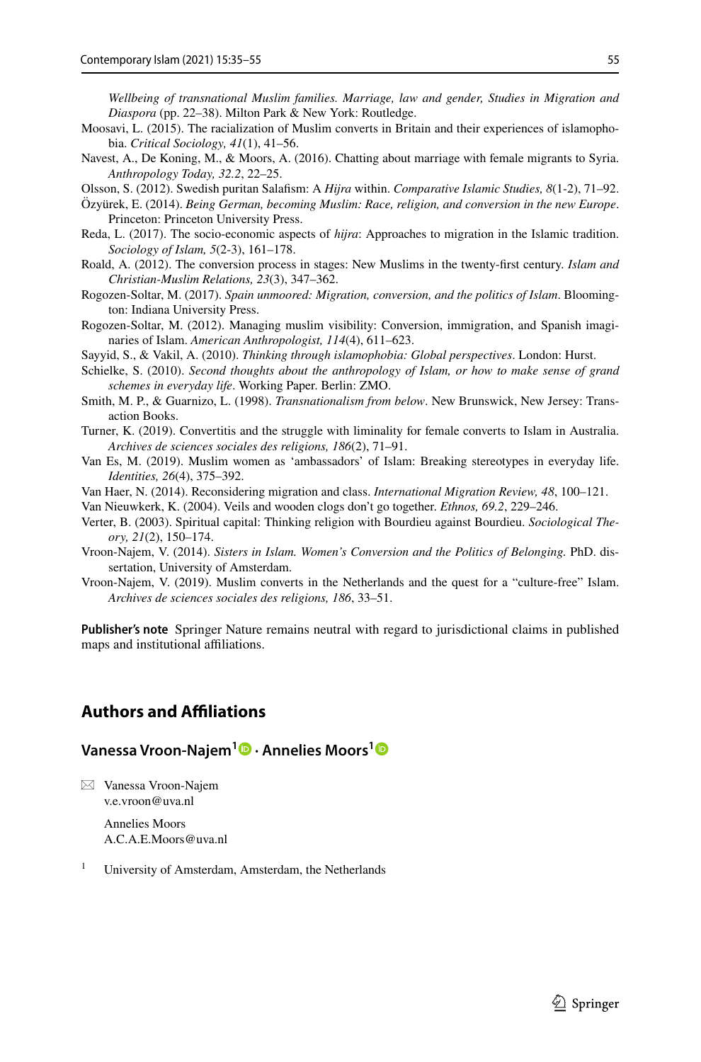*Wellbeing of transnational Muslim families. Marriage, law and gender, Studies in Migration and Diaspora* (pp. 22–38). Milton Park & New York: Routledge.

Moosavi, L. (2015). The racialization of Muslim converts in Britain and their experiences of islamophobia. *Critical Sociology, 41*(1), 41–56.

Navest, A., De Koning, M., & Moors, A. (2016). Chatting about marriage with female migrants to Syria. *Anthropology Today, 32.2*, 22–25.

Olsson, S. (2012). Swedish puritan Salafism: A *Hijra* within. *Comparative Islamic Studies, 8*(1-2), 71–92.

Özyürek, E. (2014). *Being German, becoming Muslim: Race, religion, and conversion in the new Europe*. Princeton: Princeton University Press.

Reda, L. (2017). The socio-economic aspects of *hijra*: Approaches to migration in the Islamic tradition. *Sociology of Islam, 5*(2-3), 161–178.

Roald, A. (2012). The conversion process in stages: New Muslims in the twenty-first century. *Islam and Christian-Muslim Relations, 23*(3), 347–362.

Rogozen-Soltar, M. (2017). *Spain unmoored: Migration, conversion, and the politics of Islam*. Bloomington: Indiana University Press.

Rogozen-Soltar, M. (2012). Managing muslim visibility: Conversion, immigration, and Spanish imaginaries of Islam. *American Anthropologist, 114*(4), 611–623.

Sayyid, S., & Vakil, A. (2010). *Thinking through islamophobia: Global perspectives*. London: Hurst.

Schielke, S. (2010). *Second thoughts about the anthropology of Islam, or how to make sense of grand schemes in everyday life*. Working Paper. Berlin: ZMO.

Smith, M. P., & Guarnizo, L. (1998). *Transnationalism from below*. New Brunswick, New Jersey: Transaction Books.

Turner, K. (2019). Convertitis and the struggle with liminality for female converts to Islam in Australia. *Archives de sciences sociales des religions, 186*(2), 71–91.

Van Es, M. (2019). Muslim women as 'ambassadors' of Islam: Breaking stereotypes in everyday life. *Identities, 26*(4), 375–392.

Van Haer, N. (2014). Reconsidering migration and class. *International Migration Review, 48*, 100–121.

Van Nieuwkerk, K. (2004). Veils and wooden clogs don't go together. *Ethnos, 69.2*, 229–246.

Verter, B. (2003). Spiritual capital: Thinking religion with Bourdieu against Bourdieu. *Sociological Theory, 21*(2), 150–174.

Vroon-Najem, V. (2014). *Sisters in Islam. Women's Conversion and the Politics of Belonging.* PhD. dissertation, University of Amsterdam.

Vroon-Najem, V. (2019). Muslim converts in the Netherlands and the quest for a "culture-free" Islam. *Archives de sciences sociales des religions, 186*, 33–51.

**Publisher's note** Springer Nature remains neutral with regard to jurisdictional claims in published maps and institutional affiliations.

## Authors and Affiliations

**Vanessa Vroon-Najem[1] · Annelies Moors[1]**

✉ Vanessa Vroon-Najem
v.e.vroon@uva.nl

Annelies Moors
A.C.A.E.Moors@uva.nl

[1] University of Amsterdam, Amsterdam, the Netherlands